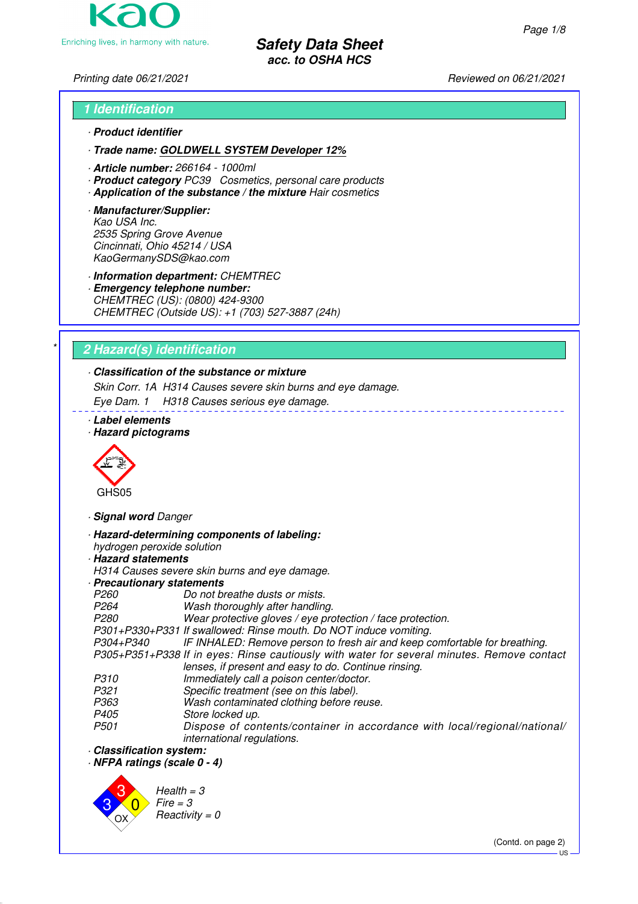**Safety Data Sheet**
**acc. to OSHA HCS**

Printing date 06/21/2021 Reviewed on 06/21/2021

## 1 Identification

· **Product identifier**

· **Trade name: GOLDWELL SYSTEM Developer 12%**

· **Article number:** 266164 - 1000ml
· **Product category** PC39 Cosmetics, personal care products
· **Application of the substance / the mixture** Hair cosmetics

· **Manufacturer/Supplier:**
Kao USA Inc.
2535 Spring Grove Avenue
Cincinnati, Ohio 45214 / USA
KaoGermanySDS@kao.com

· **Information department:** CHEMTREC
· **Emergency telephone number:**
CHEMTREC (US): (0800) 424-9300
CHEMTREC (Outside US): +1 (703) 527-3887 (24h)

## 2 Hazard(s) identification

· **Classification of the substance or mixture**
Skin Corr. 1A H314 Causes severe skin burns and eye damage.
Eye Dam. 1 H318 Causes serious eye damage.

· **Label elements**
· **Hazard pictograms**

GHS05

· **Signal word** Danger

· **Hazard-determining components of labeling:**
hydrogen peroxide solution
· **Hazard statements**
H314 Causes severe skin burns and eye damage.
· **Precautionary statements**

| | |
|---|---|
| P260 | Do not breathe dusts or mists. |
| P264 | Wash thoroughly after handling. |
| P280 | Wear protective gloves / eye protection / face protection. |
| P301+P330+P331 | If swallowed: Rinse mouth. Do NOT induce vomiting. |
| P304+P340 | IF INHALED: Remove person to fresh air and keep comfortable for breathing. |
| P305+P351+P338 | If in eyes: Rinse cautiously with water for several minutes. Remove contact lenses, if present and easy to do. Continue rinsing. |
| P310 | Immediately call a poison center/doctor. |
| P321 | Specific treatment (see on this label). |
| P363 | Wash contaminated clothing before reuse. |
| P405 | Store locked up. |
| P501 | Dispose of contents/container in accordance with local/regional/national/international regulations. |

· **Classification system:**
· **NFPA ratings (scale 0 - 4)**

Health = 3
Fire = 3
Reactivity = 0

(Contd. on page 2)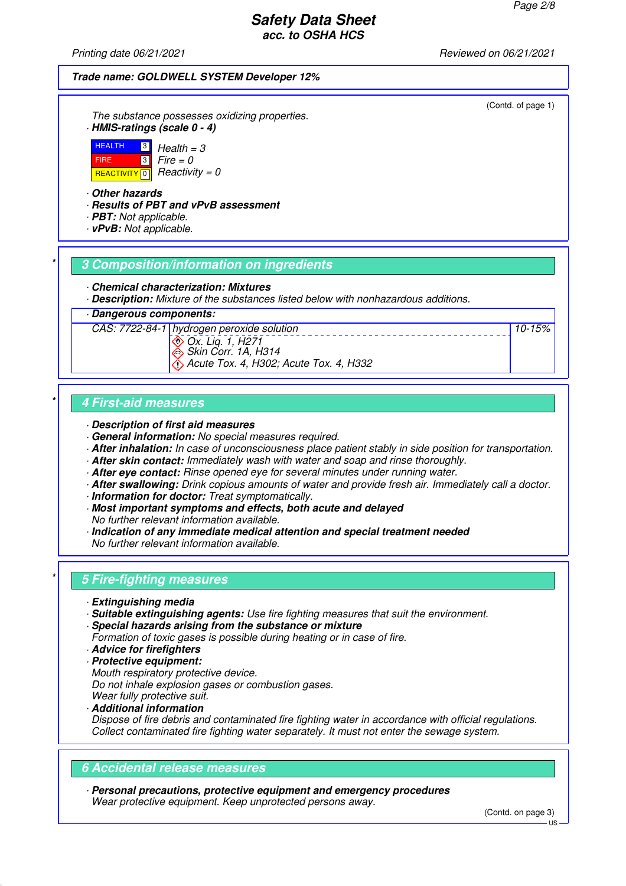**Trade name: GOLDWELL SYSTEM Developer 12%**

(Contd. of page 1)

The substance possesses oxidizing properties.

· **HMIS-ratings (scale 0 - 4)**

| | | |
|---|---|---|
| HEALTH | 3 | Health = 3 |
| FIRE | 3 | Fire = 0 |
| REACTIVITY | 0 | Reactivity = 0 |

· **Other hazards**
· **Results of PBT and vPvB assessment**
· **PBT:** Not applicable.
· **vPvB:** Not applicable.

## 3 Composition/information on ingredients

· **Chemical characterization: Mixtures**
· **Description:** Mixture of the substances listed below with nonhazardous additions.

· **Dangerous components:**

| | | |
|---|---|---|
| CAS: 7722-84-1 | hydrogen peroxide solution<br>Ox. Liq. 1, H271<br>Skin Corr. 1A, H314<br>Acute Tox. 4, H302; Acute Tox. 4, H332 | 10-15% |

## 4 First-aid measures

· **Description of first aid measures**
· **General information:** No special measures required.
· **After inhalation:** In case of unconsciousness place patient stably in side position for transportation.
· **After skin contact:** Immediately wash with water and soap and rinse thoroughly.
· **After eye contact:** Rinse opened eye for several minutes under running water.
· **After swallowing:** Drink copious amounts of water and provide fresh air. Immediately call a doctor.
· **Information for doctor:** Treat symptomatically.
· **Most important symptoms and effects, both acute and delayed**
No further relevant information available.
· **Indication of any immediate medical attention and special treatment needed**
No further relevant information available.

## 5 Fire-fighting measures

· **Extinguishing media**
· **Suitable extinguishing agents:** Use fire fighting measures that suit the environment.
· **Special hazards arising from the substance or mixture**
Formation of toxic gases is possible during heating or in case of fire.
· **Advice for firefighters**
· **Protective equipment:**
Mouth respiratory protective device.
Do not inhale explosion gases or combustion gases.
Wear fully protective suit.
· **Additional information**
Dispose of fire debris and contaminated fire fighting water in accordance with official regulations.
Collect contaminated fire fighting water separately. It must not enter the sewage system.

## 6 Accidental release measures

· **Personal precautions, protective equipment and emergency procedures**
Wear protective equipment. Keep unprotected persons away.

(Contd. on page 3)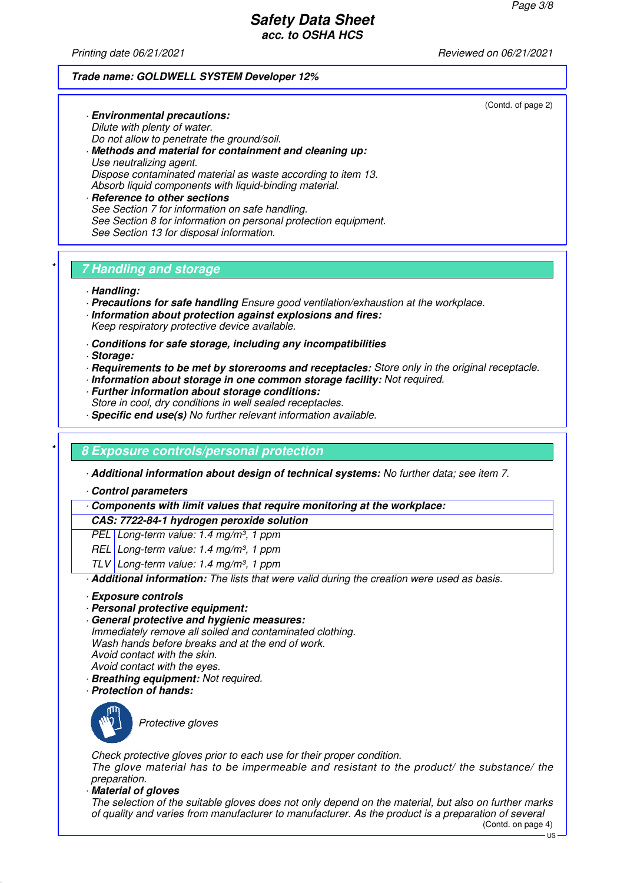(Contd. of page 2)

· **Environmental precautions:**
Dilute with plenty of water.
Do not allow to penetrate the ground/soil.
· **Methods and material for containment and cleaning up:**
Use neutralizing agent.
Dispose contaminated material as waste according to item 13.
Absorb liquid components with liquid-binding material.
· **Reference to other sections**
See Section 7 for information on safe handling.
See Section 8 for information on personal protection equipment.
See Section 13 for disposal information.

## 7 Handling and storage

· **Handling:**
· **Precautions for safe handling** Ensure good ventilation/exhaustion at the workplace.
· **Information about protection against explosions and fires:**
Keep respiratory protective device available.

· **Conditions for safe storage, including any incompatibilities**
· **Storage:**
· **Requirements to be met by storerooms and receptacles:** Store only in the original receptacle.
· **Information about storage in one common storage facility:** Not required.
· **Further information about storage conditions:**
Store in cool, dry conditions in well sealed receptacles.
· **Specific end use(s)** No further relevant information available.

## 8 Exposure controls/personal protection

· **Additional information about design of technical systems:** No further data; see item 7.

· **Control parameters**

| · **Components with limit values that require monitoring at the workplace:** | |
|---|---|
| **CAS: 7722-84-1 hydrogen peroxide solution** | |
| PEL | Long-term value: 1.4 mg/m³, 1 ppm |
| REL | Long-term value: 1.4 mg/m³, 1 ppm |
| TLV | Long-term value: 1.4 mg/m³, 1 ppm |

· **Additional information:** The lists that were valid during the creation were used as basis.

· **Exposure controls**
· **Personal protective equipment:**
· **General protective and hygienic measures:**
Immediately remove all soiled and contaminated clothing.
Wash hands before breaks and at the end of work.
Avoid contact with the skin.
Avoid contact with the eyes.
· **Breathing equipment:** Not required.
· **Protection of hands:**

Protective gloves

Check protective gloves prior to each use for their proper condition.
The glove material has to be impermeable and resistant to the product/ the substance/ the preparation.
· **Material of gloves**
The selection of the suitable gloves does not only depend on the material, but also on further marks of quality and varies from manufacturer to manufacturer. As the product is a preparation of several

(Contd. on page 4)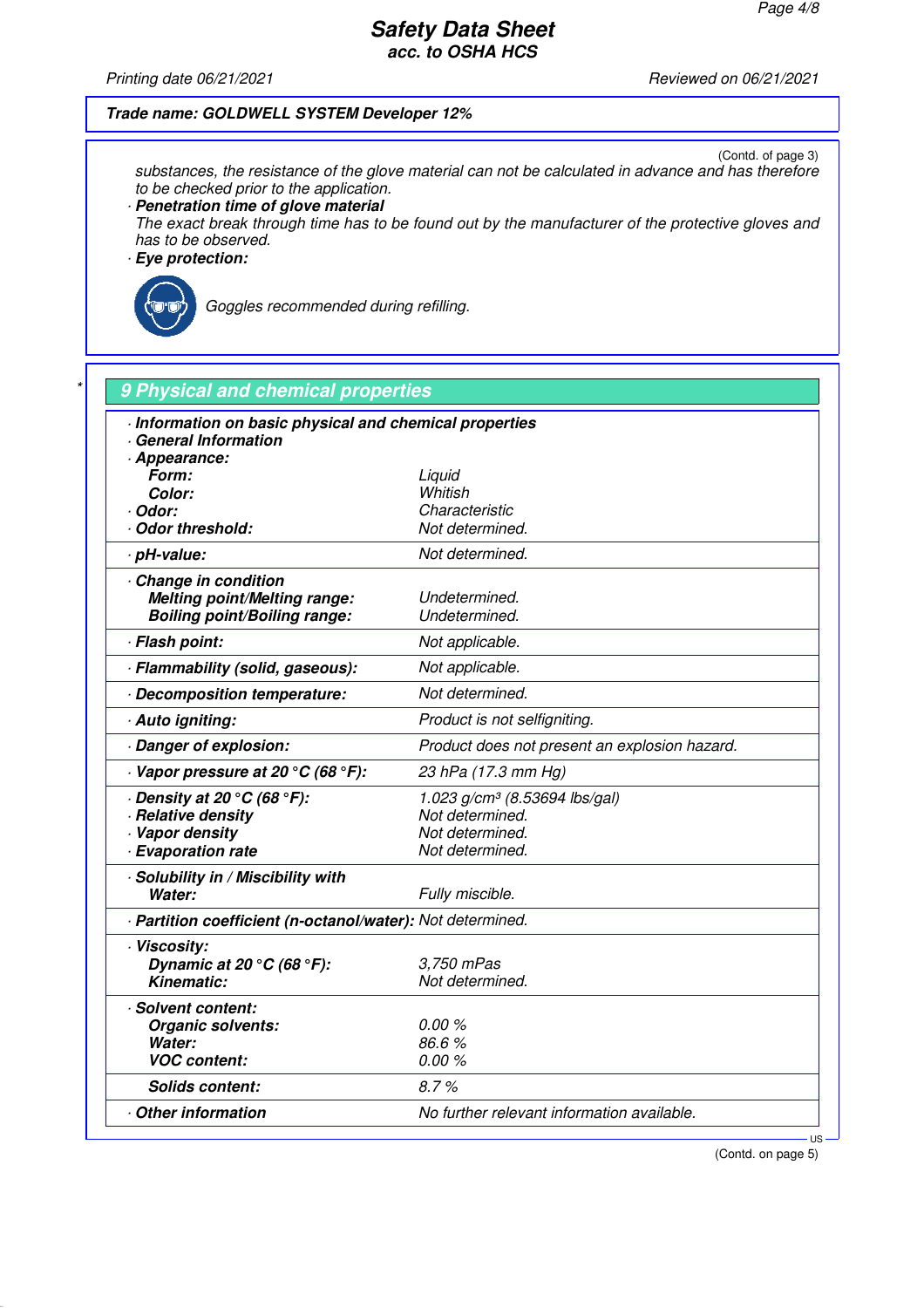Trade name: GOLDWELL SYSTEM Developer 12%

(Contd. of page 3)

substances, the resistance of the glove material can not be calculated in advance and has therefore to be checked prior to the application.

· **Penetration time of glove material**
The exact break through time has to be found out by the manufacturer of the protective gloves and has to be observed.

· **Eye protection:**

Goggles recommended during refilling.

## 9 Physical and chemical properties

| | |
|---|---|
| · **Information on basic physical and chemical properties** | |
| · **General Information** | |
| · **Appearance:** | |
| **Form:** | Liquid |
| **Color:** | Whitish |
| · **Odor:** | Characteristic |
| · **Odor threshold:** | Not determined. |
| · **pH-value:** | Not determined. |
| · **Change in condition** | |
| **Melting point/Melting range:** | Undetermined. |
| **Boiling point/Boiling range:** | Undetermined. |
| · **Flash point:** | Not applicable. |
| · **Flammability (solid, gaseous):** | Not applicable. |
| · **Decomposition temperature:** | Not determined. |
| · **Auto igniting:** | Product is not selfigniting. |
| · **Danger of explosion:** | Product does not present an explosion hazard. |
| · **Vapor pressure at 20 °C (68 °F):** | 23 hPa (17.3 mm Hg) |
| · **Density at 20 °C (68 °F):** | 1.023 g/cm³ (8.53694 lbs/gal) |
| · **Relative density** | Not determined. |
| · **Vapor density** | Not determined. |
| · **Evaporation rate** | Not determined. |
| · **Solubility in / Miscibility with** | |
| **Water:** | Fully miscible. |
| · **Partition coefficient (n-octanol/water):** | Not determined. |
| · **Viscosity:** | |
| **Dynamic at 20 °C (68 °F):** | 3,750 mPas |
| **Kinematic:** | Not determined. |
| · **Solvent content:** | |
| **Organic solvents:** | 0.00 % |
| **Water:** | 86.6 % |
| **VOC content:** | 0.00 % |
| **Solids content:** | 8.7 % |
| · **Other information** | No further relevant information available. |

(Contd. on page 5)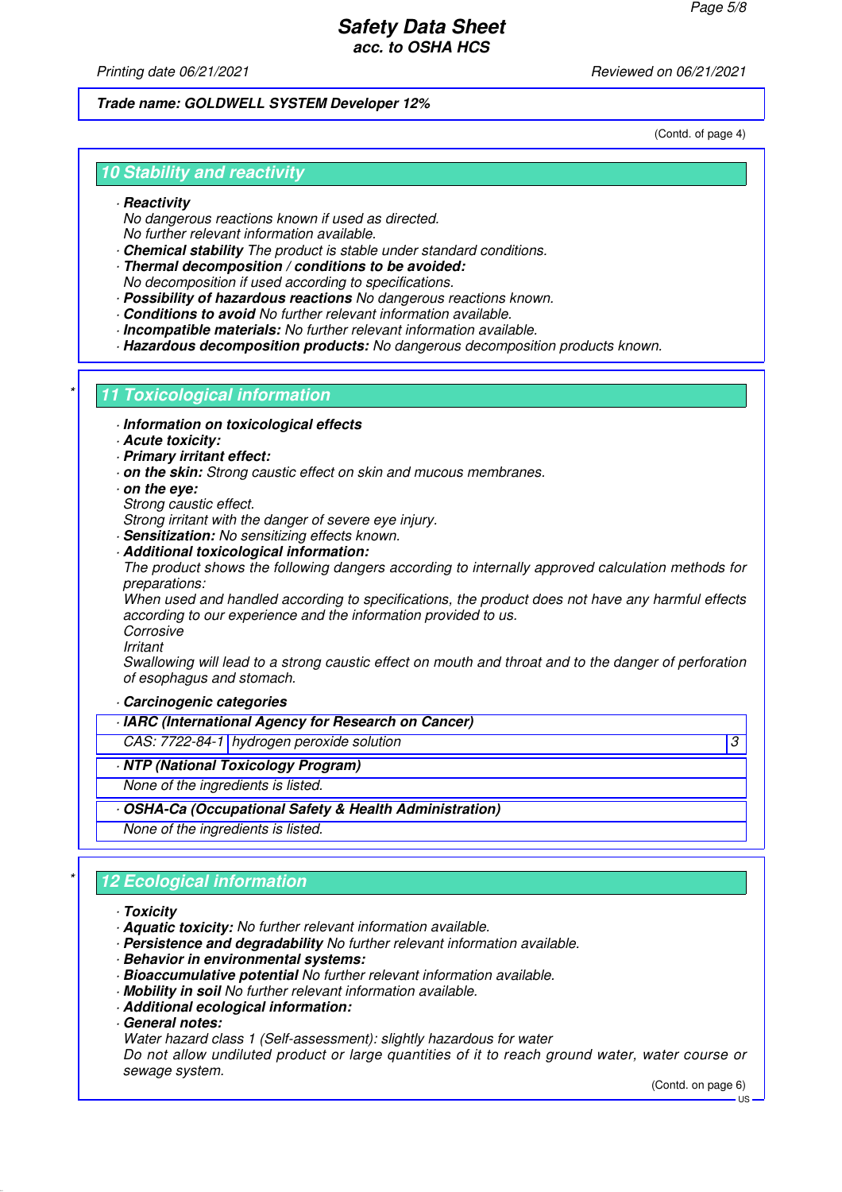Trade name: GOLDWELL SYSTEM Developer 12%

(Contd. of page 4)

## 10 Stability and reactivity

· **Reactivity**
No dangerous reactions known if used as directed.
No further relevant information available.
· **Chemical stability** The product is stable under standard conditions.
· **Thermal decomposition / conditions to be avoided:**
No decomposition if used according to specifications.
· **Possibility of hazardous reactions** No dangerous reactions known.
· **Conditions to avoid** No further relevant information available.
· **Incompatible materials:** No further relevant information available.
· **Hazardous decomposition products:** No dangerous decomposition products known.

## 11 Toxicological information

· **Information on toxicological effects**
· **Acute toxicity:**
· **Primary irritant effect:**
· **on the skin:** Strong caustic effect on skin and mucous membranes.
· **on the eye:**
Strong caustic effect.
Strong irritant with the danger of severe eye injury.
· **Sensitization:** No sensitizing effects known.
· **Additional toxicological information:**
The product shows the following dangers according to internally approved calculation methods for preparations:
When used and handled according to specifications, the product does not have any harmful effects according to our experience and the information provided to us.
Corrosive
Irritant
Swallowing will lead to a strong caustic effect on mouth and throat and to the danger of perforation of esophagus and stomach.

· **Carcinogenic categories**

| · IARC (International Agency for Research on Cancer) | | |
|---|---|---|
| CAS: 7722-84-1 | hydrogen peroxide solution | 3 |

· **NTP (National Toxicology Program)**
None of the ingredients is listed.

· **OSHA-Ca (Occupational Safety & Health Administration)**
None of the ingredients is listed.

## 12 Ecological information

· **Toxicity**
· **Aquatic toxicity:** No further relevant information available.
· **Persistence and degradability** No further relevant information available.
· **Behavior in environmental systems:**
· **Bioaccumulative potential** No further relevant information available.
· **Mobility in soil** No further relevant information available.
· **Additional ecological information:**
· **General notes:**
Water hazard class 1 (Self-assessment): slightly hazardous for water
Do not allow undiluted product or large quantities of it to reach ground water, water course or sewage system.

(Contd. on page 6)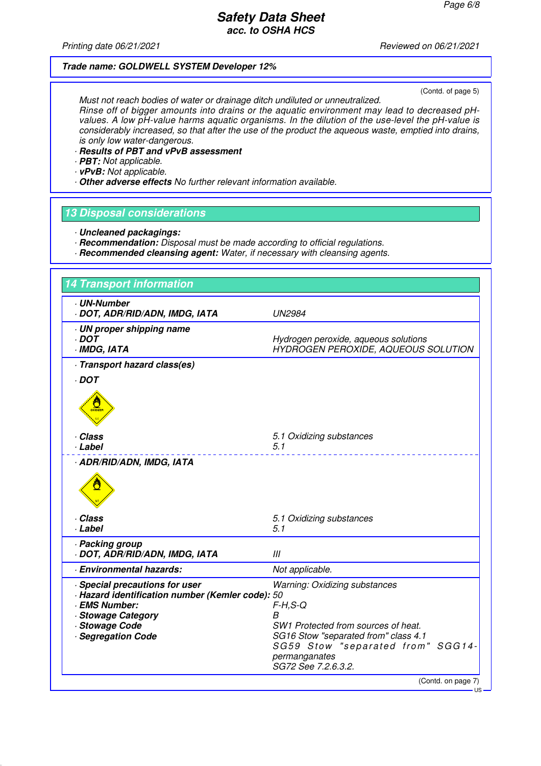Trade name: GOLDWELL SYSTEM Developer 12%

(Contd. of page 5)

Must not reach bodies of water or drainage ditch undiluted or unneutralized.
Rinse off of bigger amounts into drains or the aquatic environment may lead to decreased pH-values. A low pH-value harms aquatic organisms. In the dilution of the use-level the pH-value is considerably increased, so that after the use of the product the aqueous waste, emptied into drains, is only low water-dangerous.

- **Results of PBT and vPvB assessment**
- **PBT:** Not applicable.
- **vPvB:** Not applicable.
- **Other adverse effects** No further relevant information available.

## 13 Disposal considerations

- **Uncleaned packagings:**
- **Recommendation:** Disposal must be made according to official regulations.
- **Recommended cleansing agent:** Water, if necessary with cleansing agents.

## 14 Transport information

| | |
|---|---|
| **UN-Number** | |
| **DOT, ADR/RID/ADN, IMDG, IATA** | UN2984 |
| **UN proper shipping name** | |
| **DOT** | Hydrogen peroxide, aqueous solutions |
| **IMDG, IATA** | HYDROGEN PEROXIDE, AQUEOUS SOLUTION |
| **Transport hazard class(es)** | |
| **DOT** | |
| **Class** | 5.1 Oxidizing substances |
| **Label** | 5.1 |
| **ADR/RID/ADN, IMDG, IATA** | |
| **Class** | 5.1 Oxidizing substances |
| **Label** | 5.1 |
| **Packing group** | |
| **DOT, ADR/RID/ADN, IMDG, IATA** | III |
| **Environmental hazards:** | Not applicable. |
| **Special precautions for user** | Warning: Oxidizing substances |
| **Hazard identification number (Kemler code):** | 50 |
| **EMS Number:** | F-H,S-Q |
| **Stowage Category** | B |
| **Stowage Code** | SW1 Protected from sources of heat. |
| **Segregation Code** | SG16 Stow "separated from" class 4.1<br>SG59 Stow "separated from" SGG14-permanganates<br>SG72 See 7.2.6.3.2. |

(Contd. on page 7)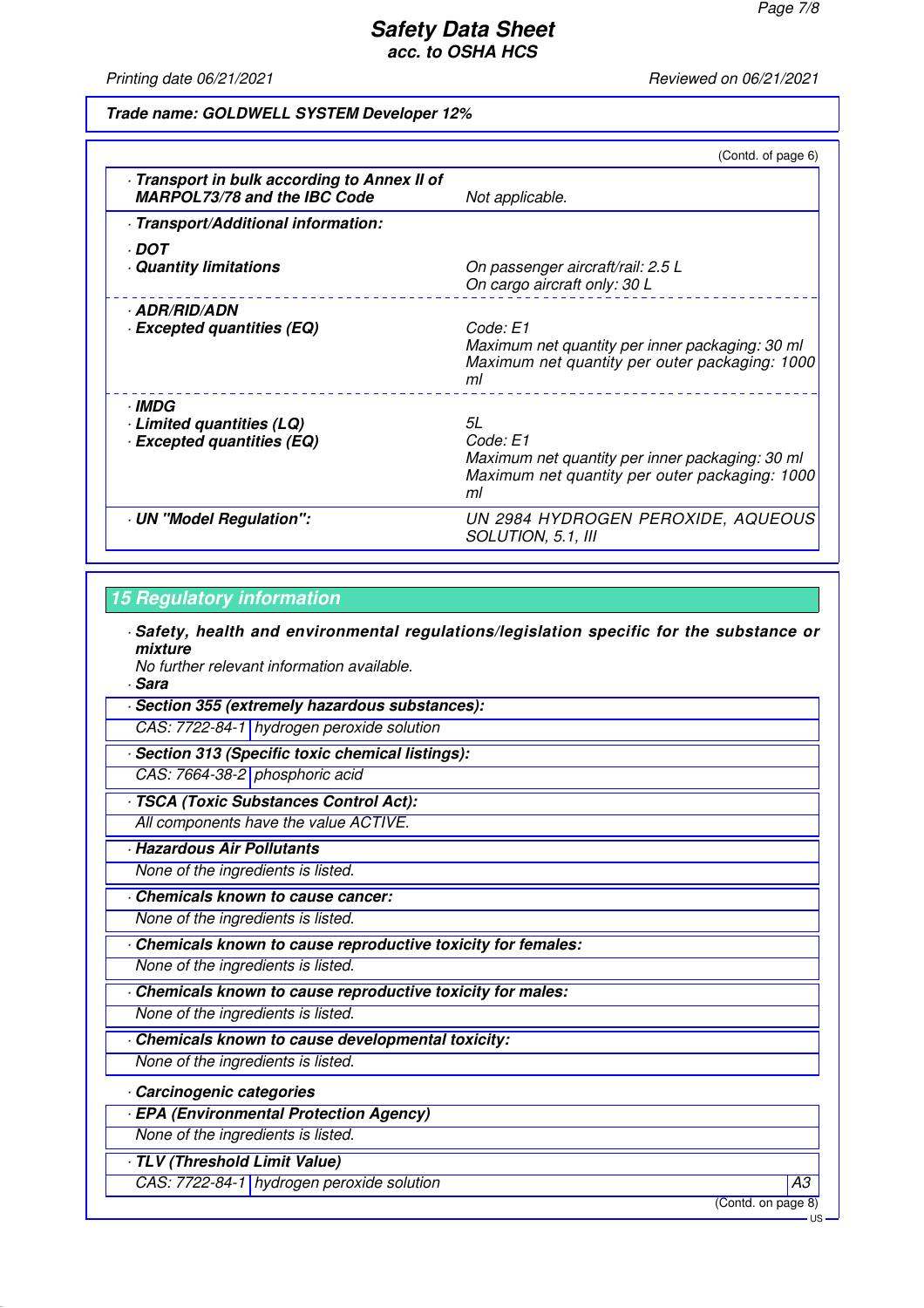**Trade name: GOLDWELL SYSTEM Developer 12%**

(Contd. of page 6)

| | |
|---|---|
| · **Transport in bulk according to Annex II of MARPOL73/78 and the IBC Code** | Not applicable. |
| · **Transport/Additional information:** | |
| · **DOT** | |
| · **Quantity limitations** | On passenger aircraft/rail: 2.5 L<br>On cargo aircraft only: 30 L |
| · **ADR/RID/ADN** | |
| · **Excepted quantities (EQ)** | Code: E1<br>Maximum net quantity per inner packaging: 30 ml<br>Maximum net quantity per outer packaging: 1000 ml |
| · **IMDG** | |
| · **Limited quantities (LQ)** | 5L |
| · **Excepted quantities (EQ)** | Code: E1<br>Maximum net quantity per inner packaging: 30 ml<br>Maximum net quantity per outer packaging: 1000 ml |
| · **UN "Model Regulation":** | UN 2984 HYDROGEN PEROXIDE, AQUEOUS SOLUTION, 5.1, III |

## 15 Regulatory information

· **Safety, health and environmental regulations/legislation specific for the substance or mixture**
No further relevant information available.

· **Sara**

· **Section 355 (extremely hazardous substances):**

| | |
|---|---|
| CAS: 7722-84-1 | hydrogen peroxide solution |

· **Section 313 (Specific toxic chemical listings):**

| | |
|---|---|
| CAS: 7664-38-2 | phosphoric acid |

· **TSCA (Toxic Substances Control Act):**
All components have the value ACTIVE.

· **Hazardous Air Pollutants**
None of the ingredients is listed.

· **Chemicals known to cause cancer:**
None of the ingredients is listed.

· **Chemicals known to cause reproductive toxicity for females:**
None of the ingredients is listed.

· **Chemicals known to cause reproductive toxicity for males:**
None of the ingredients is listed.

· **Chemicals known to cause developmental toxicity:**
None of the ingredients is listed.

· **Carcinogenic categories**

· **EPA (Environmental Protection Agency)**
None of the ingredients is listed.

· **TLV (Threshold Limit Value)**

| | | |
|---|---|---|
| CAS: 7722-84-1 | hydrogen peroxide solution | A3 |

(Contd. on page 8)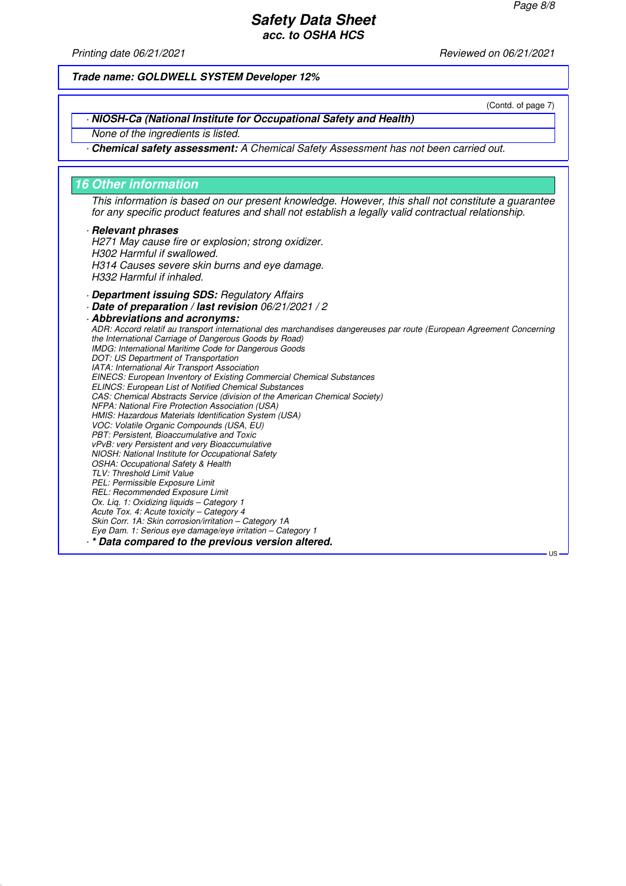**Trade name: GOLDWELL SYSTEM Developer 12%**

(Contd. of page 7)

· **NIOSH-Ca (National Institute for Occupational Safety and Health)**

None of the ingredients is listed.

· **Chemical safety assessment:** A Chemical Safety Assessment has not been carried out.

## 16 Other information

This information is based on our present knowledge. However, this shall not constitute a guarantee for any specific product features and shall not establish a legally valid contractual relationship.

· **Relevant phrases**

H271 May cause fire or explosion; strong oxidizer.
H302 Harmful if swallowed.
H314 Causes severe skin burns and eye damage.
H332 Harmful if inhaled.

· **Department issuing SDS:** Regulatory Affairs

· **Date of preparation / last revision** 06/21/2021 / 2

· **Abbreviations and acronyms:**

ADR: Accord relatif au transport international des marchandises dangereuses par route (European Agreement Concerning the International Carriage of Dangerous Goods by Road)
IMDG: International Maritime Code for Dangerous Goods
DOT: US Department of Transportation
IATA: International Air Transport Association
EINECS: European Inventory of Existing Commercial Chemical Substances
ELINCS: European List of Notified Chemical Substances
CAS: Chemical Abstracts Service (division of the American Chemical Society)
NFPA: National Fire Protection Association (USA)
HMIS: Hazardous Materials Identification System (USA)
VOC: Volatile Organic Compounds (USA, EU)
PBT: Persistent, Bioaccumulative and Toxic
vPvB: very Persistent and very Bioaccumulative
NIOSH: National Institute for Occupational Safety
OSHA: Occupational Safety & Health
TLV: Threshold Limit Value
PEL: Permissible Exposure Limit
REL: Recommended Exposure Limit
Ox. Liq. 1: Oxidizing liquids – Category 1
Acute Tox. 4: Acute toxicity – Category 4
Skin Corr. 1A: Skin corrosion/irritation – Category 1A
Eye Dam. 1: Serious eye damage/eye irritation – Category 1

· **\* Data compared to the previous version altered.**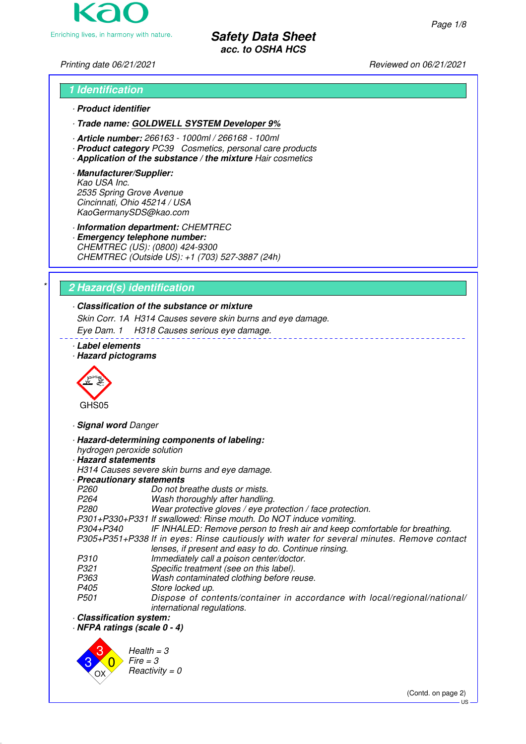# Safety Data Sheet
## acc. to OSHA HCS

Printing date 06/21/2021 Reviewed on 06/21/2021

## 1 Identification

· **Product identifier**

· **Trade name: GOLDWELL SYSTEM Developer 9%**

· **Article number:** 266163 - 1000ml / 266168 - 100ml
· **Product category** PC39 Cosmetics, personal care products
· **Application of the substance / the mixture** Hair cosmetics

· **Manufacturer/Supplier:**
Kao USA Inc.
2535 Spring Grove Avenue
Cincinnati, Ohio 45214 / USA
KaoGermanySDS@kao.com

· **Information department:** CHEMTREC
· **Emergency telephone number:**
CHEMTREC (US): (0800) 424-9300
CHEMTREC (Outside US): +1 (703) 527-3887 (24h)

## 2 Hazard(s) identification

· **Classification of the substance or mixture**

Skin Corr. 1A H314 Causes severe skin burns and eye damage.

Eye Dam. 1 H318 Causes serious eye damage.

· **Label elements**
· **Hazard pictograms**

GHS05

· **Signal word** Danger

· **Hazard-determining components of labeling:**
hydrogen peroxide solution
· **Hazard statements**
H314 Causes severe skin burns and eye damage.
· **Precautionary statements**

P260 Do not breathe dusts or mists.
P264 Wash thoroughly after handling.
P280 Wear protective gloves / eye protection / face protection.
P301+P330+P331 If swallowed: Rinse mouth. Do NOT induce vomiting.
P304+P340 IF INHALED: Remove person to fresh air and keep comfortable for breathing.
P305+P351+P338 If in eyes: Rinse cautiously with water for several minutes. Remove contact lenses, if present and easy to do. Continue rinsing.
P310 Immediately call a poison center/doctor.
P321 Specific treatment (see on this label).
P363 Wash contaminated clothing before reuse.
P405 Store locked up.
P501 Dispose of contents/container in accordance with local/regional/national/international regulations.

· **Classification system:**
· **NFPA ratings (scale 0 - 4)**

Health = 3
Fire = 3
Reactivity = 0

(Contd. on page 2)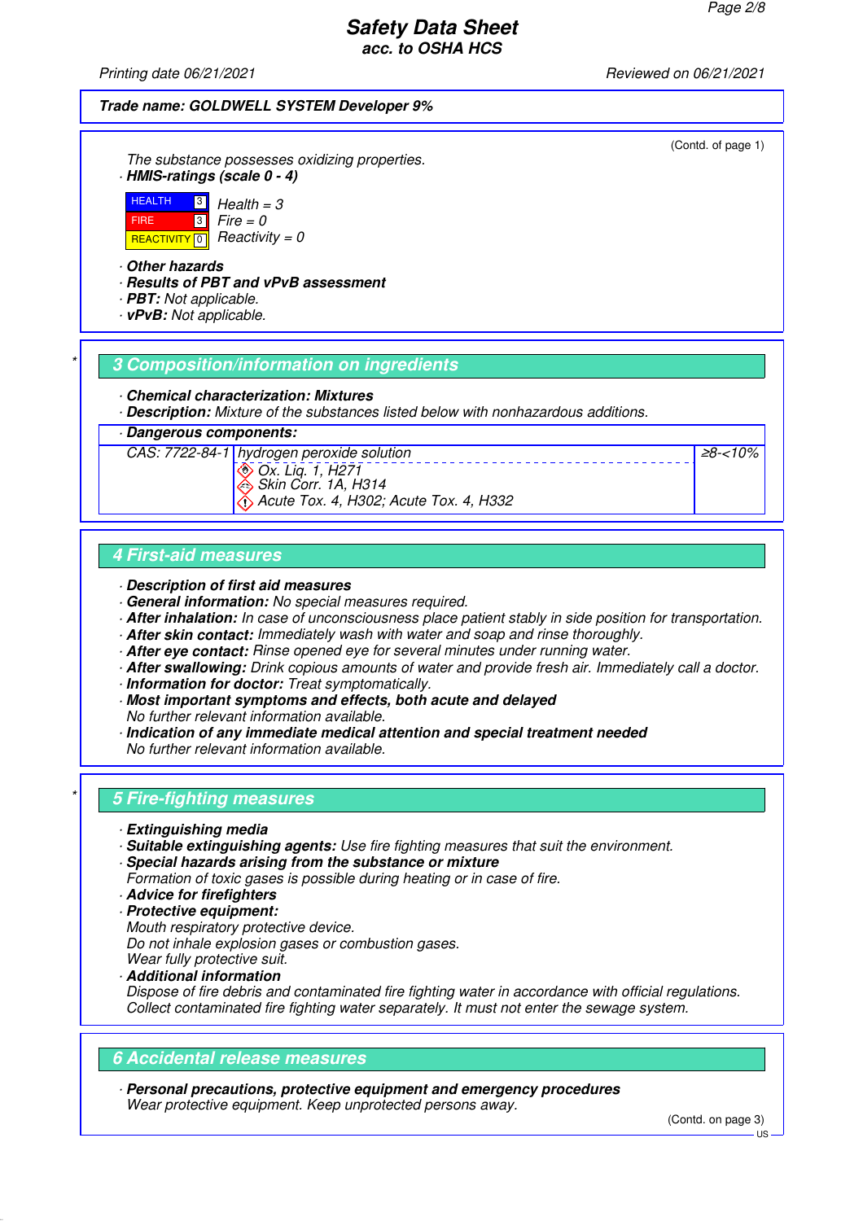**Trade name: GOLDWELL SYSTEM Developer 9%**

(Contd. of page 1)

The substance possesses oxidizing properties.

· **HMIS-ratings (scale 0 - 4)**

| | | |
|---|---|---|
| HEALTH | 3 | Health = 3 |
| FIRE | 3 | Fire = 0 |
| REACTIVITY | 0 | Reactivity = 0 |

· **Other hazards**
· **Results of PBT and vPvB assessment**
· **PBT:** Not applicable.
· **vPvB:** Not applicable.

## 3 Composition/information on ingredients

· **Chemical characterization: Mixtures**
· **Description:** Mixture of the substances listed below with nonhazardous additions.

· **Dangerous components:**

| | | |
|---|---|---|
| CAS: 7722-84-1 | hydrogen peroxide solution<br>Ox. Liq. 1, H271<br>Skin Corr. 1A, H314<br>Acute Tox. 4, H302; Acute Tox. 4, H332 | ≥8-<10% |

## 4 First-aid measures

· **Description of first aid measures**
· **General information:** No special measures required.
· **After inhalation:** In case of unconsciousness place patient stably in side position for transportation.
· **After skin contact:** Immediately wash with water and soap and rinse thoroughly.
· **After eye contact:** Rinse opened eye for several minutes under running water.
· **After swallowing:** Drink copious amounts of water and provide fresh air. Immediately call a doctor.
· **Information for doctor:** Treat symptomatically.
· **Most important symptoms and effects, both acute and delayed**
No further relevant information available.
· **Indication of any immediate medical attention and special treatment needed**
No further relevant information available.

## 5 Fire-fighting measures

· **Extinguishing media**
· **Suitable extinguishing agents:** Use fire fighting measures that suit the environment.
· **Special hazards arising from the substance or mixture**
Formation of toxic gases is possible during heating or in case of fire.
· **Advice for firefighters**
· **Protective equipment:**
Mouth respiratory protective device.
Do not inhale explosion gases or combustion gases.
Wear fully protective suit.
· **Additional information**
Dispose of fire debris and contaminated fire fighting water in accordance with official regulations.
Collect contaminated fire fighting water separately. It must not enter the sewage system.

## 6 Accidental release measures

· **Personal precautions, protective equipment and emergency procedures**
Wear protective equipment. Keep unprotected persons away.

(Contd. on page 3)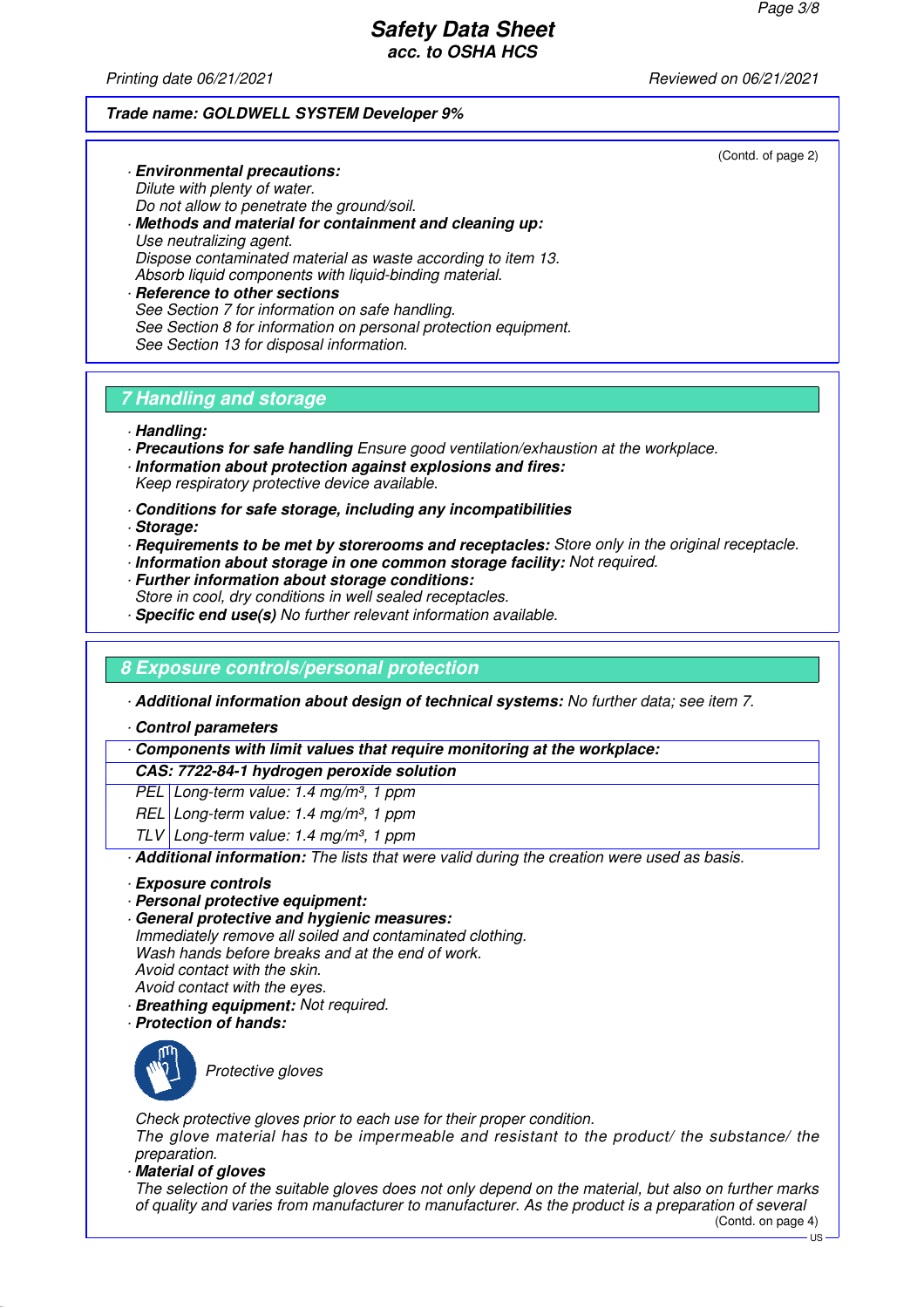Trade name: GOLDWELL SYSTEM Developer 9%

(Contd. of page 2)

· **Environmental precautions:**
Dilute with plenty of water.
Do not allow to penetrate the ground/soil.
· **Methods and material for containment and cleaning up:**
Use neutralizing agent.
Dispose contaminated material as waste according to item 13.
Absorb liquid components with liquid-binding material.
· **Reference to other sections**
See Section 7 for information on safe handling.
See Section 8 for information on personal protection equipment.
See Section 13 for disposal information.

## 7 Handling and storage

· **Handling:**
· **Precautions for safe handling** Ensure good ventilation/exhaustion at the workplace.
· **Information about protection against explosions and fires:**
Keep respiratory protective device available.

· **Conditions for safe storage, including any incompatibilities**
· **Storage:**
· **Requirements to be met by storerooms and receptacles:** Store only in the original receptacle.
· **Information about storage in one common storage facility:** Not required.
· **Further information about storage conditions:**
Store in cool, dry conditions in well sealed receptacles.
· **Specific end use(s)** No further relevant information available.

## 8 Exposure controls/personal protection

· **Additional information about design of technical systems:** No further data; see item 7.

· **Control parameters**

| · **Components with limit values that require monitoring at the workplace:** | |
|---|---|
| **CAS: 7722-84-1 hydrogen peroxide solution** | |
| PEL | Long-term value: 1.4 mg/m³, 1 ppm |
| REL | Long-term value: 1.4 mg/m³, 1 ppm |
| TLV | Long-term value: 1.4 mg/m³, 1 ppm |

· **Additional information:** The lists that were valid during the creation were used as basis.

· **Exposure controls**
· **Personal protective equipment:**
· **General protective and hygienic measures:**
Immediately remove all soiled and contaminated clothing.
Wash hands before breaks and at the end of work.
Avoid contact with the skin.
Avoid contact with the eyes.
· **Breathing equipment:** Not required.
· **Protection of hands:**

Protective gloves

Check protective gloves prior to each use for their proper condition.
The glove material has to be impermeable and resistant to the product/ the substance/ the preparation.
· **Material of gloves**
The selection of the suitable gloves does not only depend on the material, but also on further marks of quality and varies from manufacturer to manufacturer. As the product is a preparation of several

(Contd. on page 4)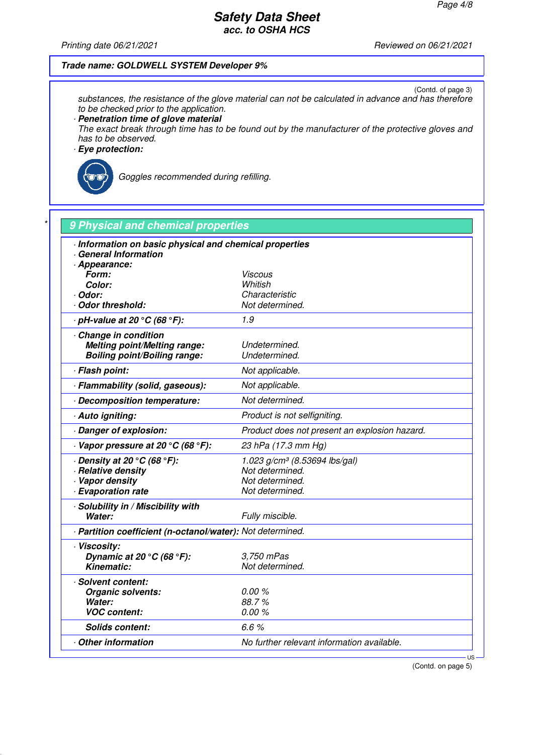**Trade name: GOLDWELL SYSTEM Developer 9%**

(Contd. of page 3)

substances, the resistance of the glove material can not be calculated in advance and has therefore to be checked prior to the application.

· **Penetration time of glove material**
The exact break through time has to be found out by the manufacturer of the protective gloves and has to be observed.

· **Eye protection:**

Goggles recommended during refilling.

## 9 Physical and chemical properties

| | |
|---|---|
| · **Information on basic physical and chemical properties** | |
| · **General Information** | |
| · **Appearance:** | |
| **Form:** | Viscous |
| **Color:** | Whitish |
| · **Odor:** | Characteristic |
| · **Odor threshold:** | Not determined. |
| · **pH-value at 20 °C (68 °F):** | 1.9 |
| · **Change in condition** | |
| **Melting point/Melting range:** | Undetermined. |
| **Boiling point/Boiling range:** | Undetermined. |
| · **Flash point:** | Not applicable. |
| · **Flammability (solid, gaseous):** | Not applicable. |
| · **Decomposition temperature:** | Not determined. |
| · **Auto igniting:** | Product is not selfigniting. |
| · **Danger of explosion:** | Product does not present an explosion hazard. |
| · **Vapor pressure at 20 °C (68 °F):** | 23 hPa (17.3 mm Hg) |
| · **Density at 20 °C (68 °F):** | 1.023 g/cm³ (8.53694 lbs/gal) |
| · **Relative density** | Not determined. |
| · **Vapor density** | Not determined. |
| · **Evaporation rate** | Not determined. |
| · **Solubility in / Miscibility with** | |
| **Water:** | Fully miscible. |
| · **Partition coefficient (n-octanol/water):** | Not determined. |
| · **Viscosity:** | |
| **Dynamic at 20 °C (68 °F):** | 3,750 mPas |
| **Kinematic:** | Not determined. |
| · **Solvent content:** | |
| **Organic solvents:** | 0.00 % |
| **Water:** | 88.7 % |
| **VOC content:** | 0.00 % |
| **Solids content:** | 6.6 % |
| · **Other information** | No further relevant information available. |

(Contd. on page 5)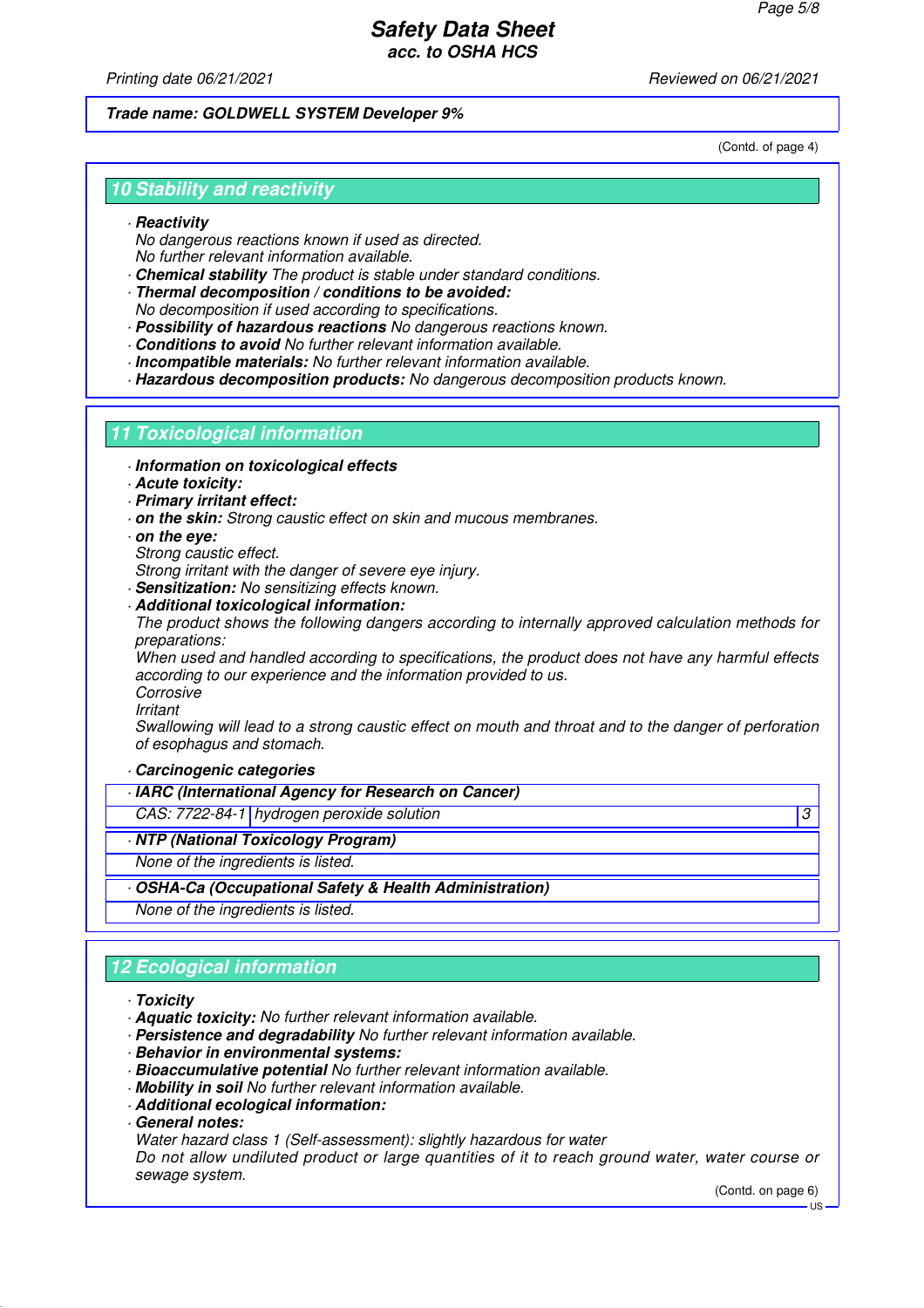Trade name: GOLDWELL SYSTEM Developer 9%

(Contd. of page 4)

## 10 Stability and reactivity

· **Reactivity**
No dangerous reactions known if used as directed.
No further relevant information available.
· **Chemical stability** The product is stable under standard conditions.
· **Thermal decomposition / conditions to be avoided:**
No decomposition if used according to specifications.
· **Possibility of hazardous reactions** No dangerous reactions known.
· **Conditions to avoid** No further relevant information available.
· **Incompatible materials:** No further relevant information available.
· **Hazardous decomposition products:** No dangerous decomposition products known.

## 11 Toxicological information

· **Information on toxicological effects**
· **Acute toxicity:**
· **Primary irritant effect:**
· **on the skin:** Strong caustic effect on skin and mucous membranes.
· **on the eye:**
Strong caustic effect.
Strong irritant with the danger of severe eye injury.
· **Sensitization:** No sensitizing effects known.
· **Additional toxicological information:**
The product shows the following dangers according to internally approved calculation methods for preparations:
When used and handled according to specifications, the product does not have any harmful effects according to our experience and the information provided to us.
Corrosive
Irritant
Swallowing will lead to a strong caustic effect on mouth and throat and to the danger of perforation of esophagus and stomach.

· **Carcinogenic categories**

| · **IARC (International Agency for Research on Cancer)** | | |
|---|---|---|
| CAS: 7722-84-1 | hydrogen peroxide solution | 3 |

| · **NTP (National Toxicology Program)** |
|---|
| None of the ingredients is listed. |

| · **OSHA-Ca (Occupational Safety & Health Administration)** |
|---|
| None of the ingredients is listed. |

## 12 Ecological information

· **Toxicity**
· **Aquatic toxicity:** No further relevant information available.
· **Persistence and degradability** No further relevant information available.
· **Behavior in environmental systems:**
· **Bioaccumulative potential** No further relevant information available.
· **Mobility in soil** No further relevant information available.
· **Additional ecological information:**
· **General notes:**
Water hazard class 1 (Self-assessment): slightly hazardous for water
Do not allow undiluted product or large quantities of it to reach ground water, water course or sewage system.

(Contd. on page 6)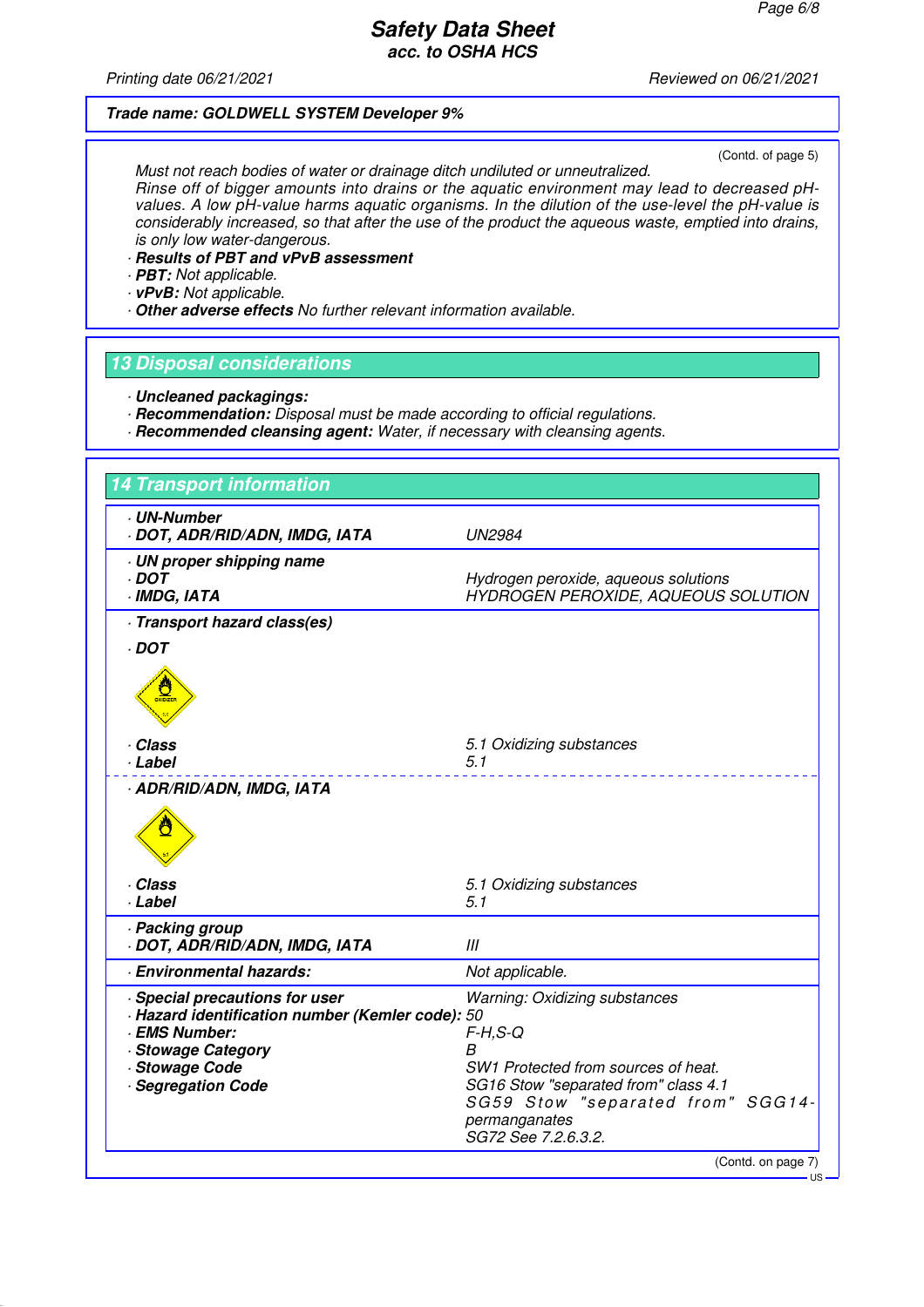(Contd. of page 5)

Must not reach bodies of water or drainage ditch undiluted or unneutralized.
Rinse off of bigger amounts into drains or the aquatic environment may lead to decreased pH-values. A low pH-value harms aquatic organisms. In the dilution of the use-level the pH-value is considerably increased, so that after the use of the product the aqueous waste, emptied into drains, is only low water-dangerous.

· **Results of PBT and vPvB assessment**
· **PBT:** Not applicable.
· **vPvB:** Not applicable.
· **Other adverse effects** No further relevant information available.

## 13 Disposal considerations

· **Uncleaned packagings:**
· **Recommendation:** Disposal must be made according to official regulations.
· **Recommended cleansing agent:** Water, if necessary with cleansing agents.

## 14 Transport information

| | |
|---|---|
| · **UN-Number** | |
| · **DOT, ADR/RID/ADN, IMDG, IATA** | UN2984 |
| · **UN proper shipping name** | |
| · **DOT** | Hydrogen peroxide, aqueous solutions |
| · **IMDG, IATA** | HYDROGEN PEROXIDE, AQUEOUS SOLUTION |
| · **Transport hazard class(es)** | |
| · **DOT** | |
| · **Class** | 5.1 Oxidizing substances |
| · **Label** | 5.1 |
| · **ADR/RID/ADN, IMDG, IATA** | |
| · **Class** | 5.1 Oxidizing substances |
| · **Label** | 5.1 |
| · **Packing group** | |
| · **DOT, ADR/RID/ADN, IMDG, IATA** | III |
| · **Environmental hazards:** | Not applicable. |
| · **Special precautions for user** | Warning: Oxidizing substances |
| · **Hazard identification number (Kemler code):** | 50 |
| · **EMS Number:** | F-H,S-Q |
| · **Stowage Category** | B |
| · **Stowage Code** | SW1 Protected from sources of heat. |
| · **Segregation Code** | SG16 Stow "separated from" class 4.1<br>SG59 Stow "separated from" SGG14-permanganates<br>SG72 See 7.2.6.3.2. |

(Contd. on page 7)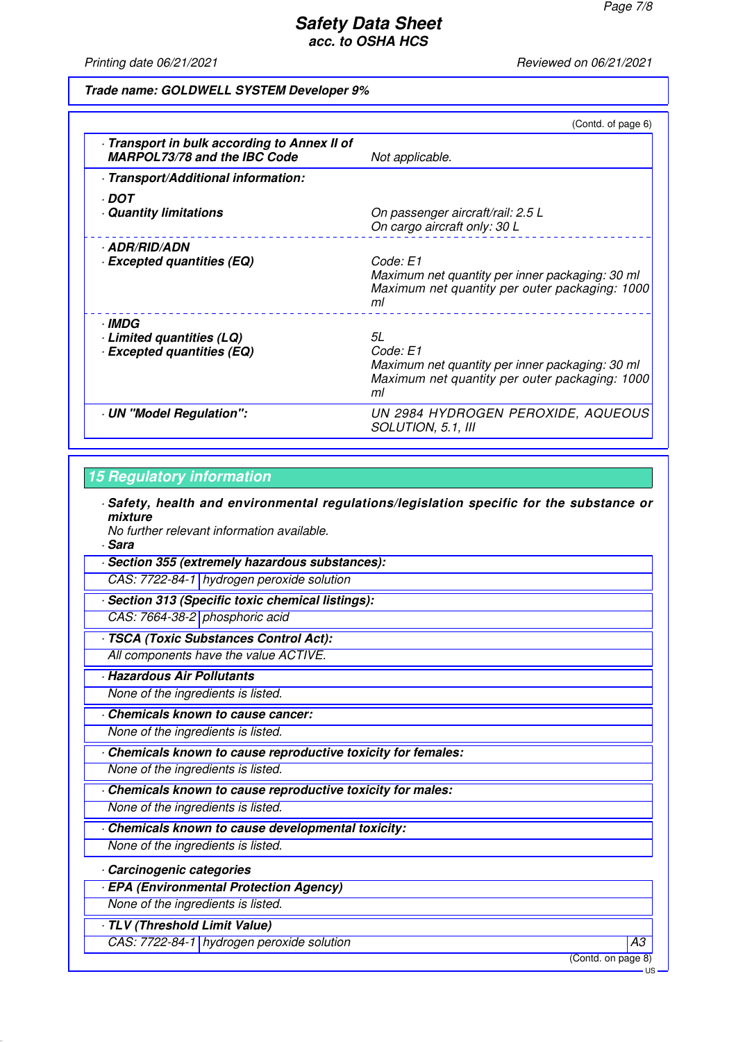(Contd. of page 6)

| | |
|---|---|
| · **Transport in bulk according to Annex II of MARPOL73/78 and the IBC Code** | *Not applicable.* |
| · **Transport/Additional information:** | |
| · **DOT** | |
| · **Quantity limitations** | *On passenger aircraft/rail: 2.5 L*<br>*On cargo aircraft only: 30 L* |
| · **ADR/RID/ADN** | |
| · **Excepted quantities (EQ)** | *Code: E1*<br>*Maximum net quantity per inner packaging: 30 ml*<br>*Maximum net quantity per outer packaging: 1000 ml* |
| · **IMDG** | |
| · **Limited quantities (LQ)** | *5L* |
| · **Excepted quantities (EQ)** | *Code: E1*<br>*Maximum net quantity per inner packaging: 30 ml*<br>*Maximum net quantity per outer packaging: 1000 ml* |
| · **UN "Model Regulation":** | *UN 2984 HYDROGEN PEROXIDE, AQUEOUS SOLUTION, 5.1, III* |

## 15 Regulatory information

· **Safety, health and environmental regulations/legislation specific for the substance or mixture**

*No further relevant information available.*

· **Sara**

· **Section 355 (extremely hazardous substances):**

| | |
|---|---|
| *CAS: 7722-84-1* | *hydrogen peroxide solution* |

· **Section 313 (Specific toxic chemical listings):**

| | |
|---|---|
| *CAS: 7664-38-2* | *phosphoric acid* |

· **TSCA (Toxic Substances Control Act):**

*All components have the value ACTIVE.*

· **Hazardous Air Pollutants**

*None of the ingredients is listed.*

· **Chemicals known to cause cancer:**

*None of the ingredients is listed.*

· **Chemicals known to cause reproductive toxicity for females:**

*None of the ingredients is listed.*

· **Chemicals known to cause reproductive toxicity for males:**

*None of the ingredients is listed.*

· **Chemicals known to cause developmental toxicity:**

*None of the ingredients is listed.*

· **Carcinogenic categories**

· **EPA (Environmental Protection Agency)**

*None of the ingredients is listed.*

· **TLV (Threshold Limit Value)**

| | | |
|---|---|---|
| *CAS: 7722-84-1* | *hydrogen peroxide solution* | *A3* |

(Contd. on page 8)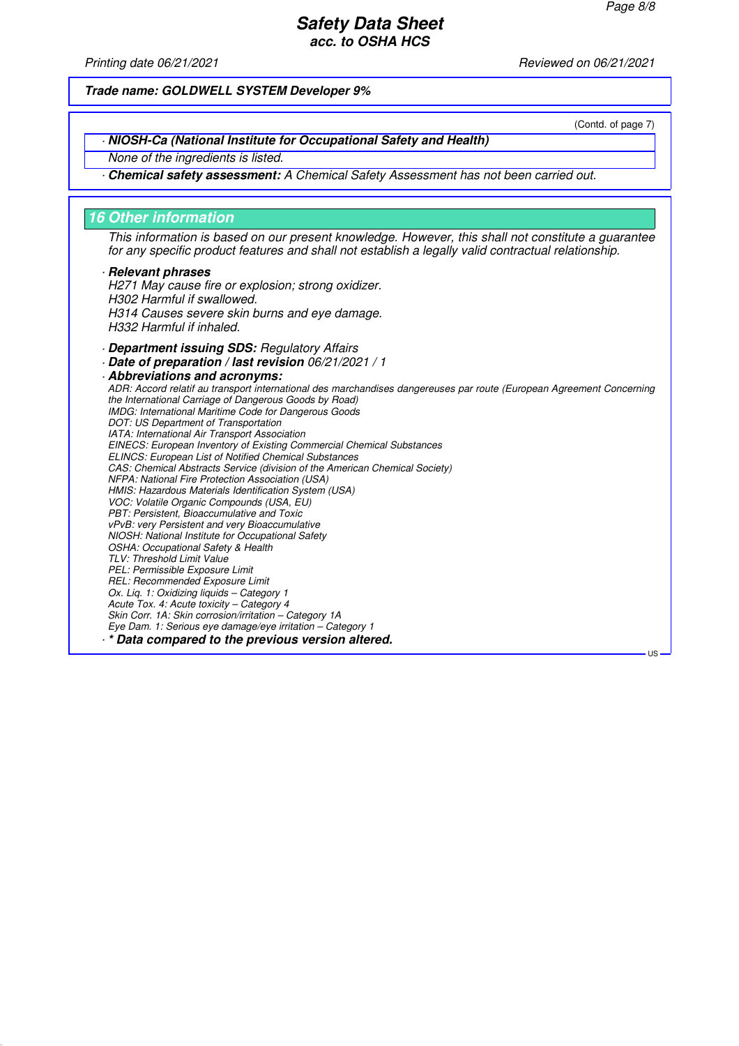**Trade name: GOLDWELL SYSTEM Developer 9%**

(Contd. of page 7)

· **NIOSH-Ca (National Institute for Occupational Safety and Health)**

None of the ingredients is listed.

· **Chemical safety assessment:** A Chemical Safety Assessment has not been carried out.

## 16 Other information

This information is based on our present knowledge. However, this shall not constitute a guarantee for any specific product features and shall not establish a legally valid contractual relationship.

· **Relevant phrases**

H271 May cause fire or explosion; strong oxidizer.
H302 Harmful if swallowed.
H314 Causes severe skin burns and eye damage.
H332 Harmful if inhaled.

· **Department issuing SDS:** Regulatory Affairs

· **Date of preparation / last revision** 06/21/2021 / 1

· **Abbreviations and acronyms:**

ADR: Accord relatif au transport international des marchandises dangereuses par route (European Agreement Concerning the International Carriage of Dangerous Goods by Road)
IMDG: International Maritime Code for Dangerous Goods
DOT: US Department of Transportation
IATA: International Air Transport Association
EINECS: European Inventory of Existing Commercial Chemical Substances
ELINCS: European List of Notified Chemical Substances
CAS: Chemical Abstracts Service (division of the American Chemical Society)
NFPA: National Fire Protection Association (USA)
HMIS: Hazardous Materials Identification System (USA)
VOC: Volatile Organic Compounds (USA, EU)
PBT: Persistent, Bioaccumulative and Toxic
vPvB: very Persistent and very Bioaccumulative
NIOSH: National Institute for Occupational Safety
OSHA: Occupational Safety & Health
TLV: Threshold Limit Value
PEL: Permissible Exposure Limit
REL: Recommended Exposure Limit
Ox. Liq. 1: Oxidizing liquids – Category 1
Acute Tox. 4: Acute toxicity – Category 4
Skin Corr. 1A: Skin corrosion/irritation – Category 1A
Eye Dam. 1: Serious eye damage/eye irritation – Category 1

· **\* Data compared to the previous version altered.**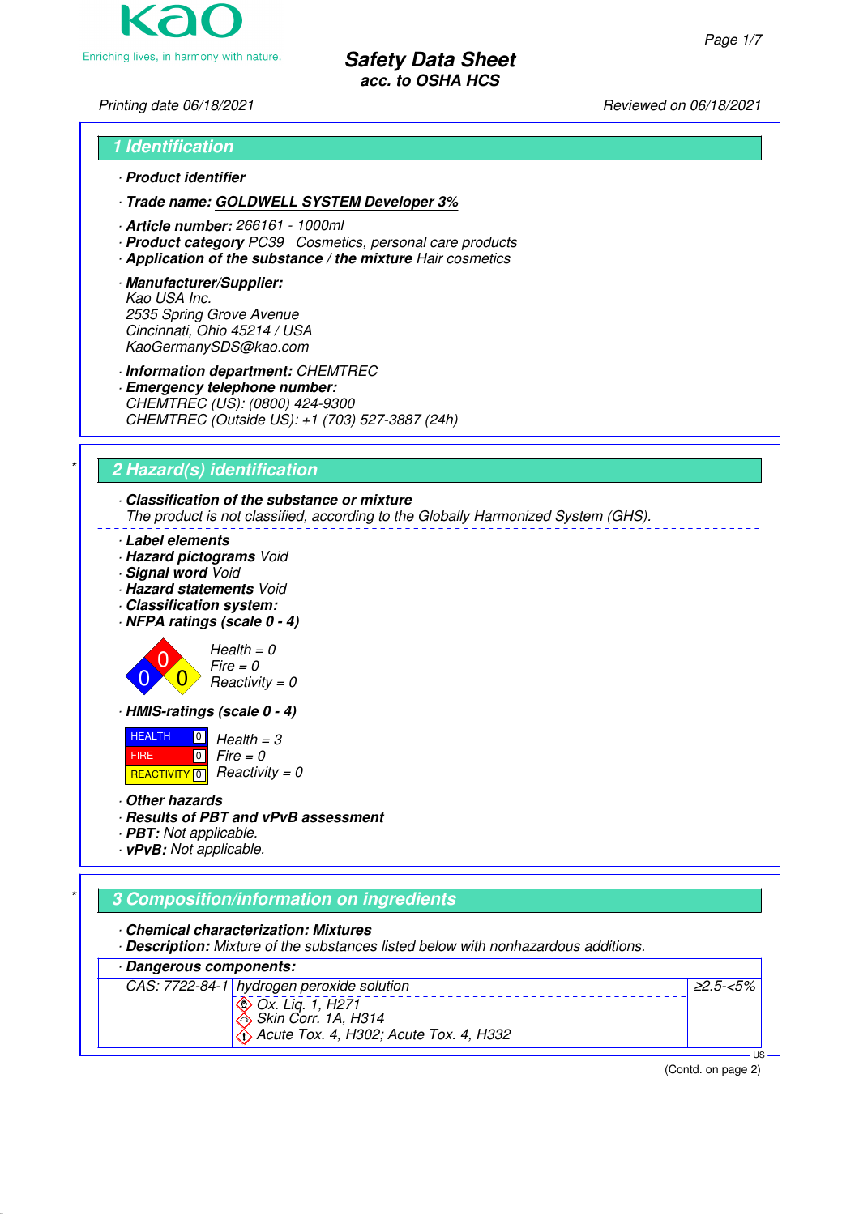# Safety Data Sheet
acc. to OSHA HCS

Printing date 06/18/2021 Reviewed on 06/18/2021

## 1 Identification

· **Product identifier**

· **Trade name: GOLDWELL SYSTEM Developer 3%**

· **Article number:** 266161 - 1000ml
· **Product category** PC39 Cosmetics, personal care products
· **Application of the substance / the mixture** Hair cosmetics

· **Manufacturer/Supplier:**
Kao USA Inc.
2535 Spring Grove Avenue
Cincinnati, Ohio 45214 / USA
KaoGermanySDS@kao.com

· **Information department:** CHEMTREC
· **Emergency telephone number:**
CHEMTREC (US): (0800) 424-9300
CHEMTREC (Outside US): +1 (703) 527-3887 (24h)

## 2 Hazard(s) identification

· **Classification of the substance or mixture**
The product is not classified, according to the Globally Harmonized System (GHS).

· **Label elements**
· **Hazard pictograms** Void
· **Signal word** Void
· **Hazard statements** Void
· **Classification system:**
· **NFPA ratings (scale 0 - 4)**

Health = 0
Fire = 0
Reactivity = 0

· **HMIS-ratings (scale 0 - 4)**

| | | |
|---|---|---|
| HEALTH | 0 | Health = 3 |
| FIRE | 0 | Fire = 0 |
| REACTIVITY | 0 | Reactivity = 0 |

· **Other hazards**
· **Results of PBT and vPvB assessment**
· **PBT:** Not applicable.
· **vPvB:** Not applicable.

## 3 Composition/information on ingredients

· **Chemical characterization: Mixtures**
· **Description:** Mixture of the substances listed below with nonhazardous additions.

· **Dangerous components:**

| | | |
|---|---|---|
| CAS: 7722-84-1 | hydrogen peroxide solution<br>Ox. Liq. 1, H271<br>Skin Corr. 1A, H314<br>Acute Tox. 4, H302; Acute Tox. 4, H332 | ≥2.5-<5% |

(Contd. on page 2)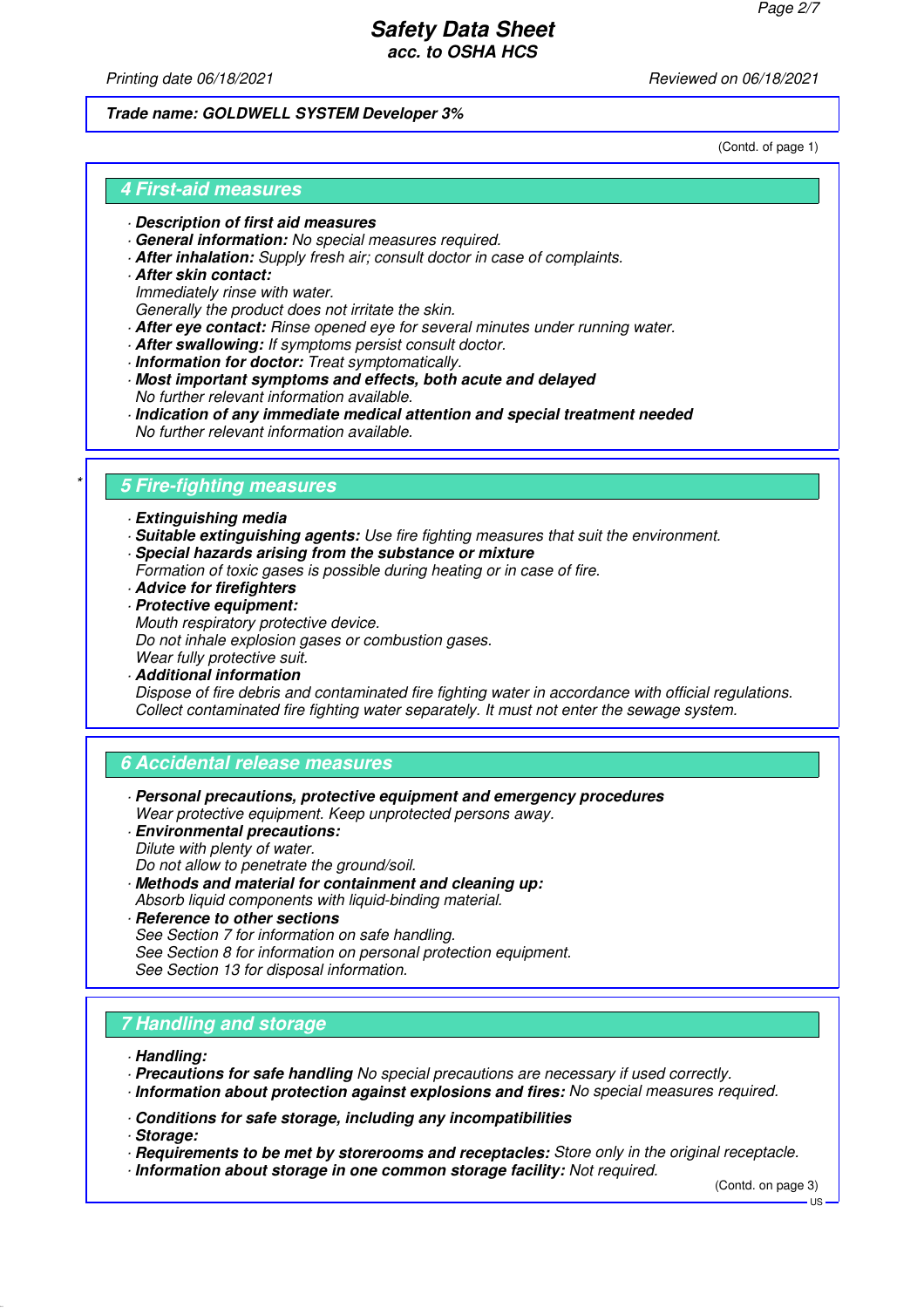**Trade name: GOLDWELL SYSTEM Developer 3%**

(Contd. of page 1)

## 4 First-aid measures

- **Description of first aid measures**
- **General information:** No special measures required.
- **After inhalation:** Supply fresh air; consult doctor in case of complaints.
- **After skin contact:**
  Immediately rinse with water.
  Generally the product does not irritate the skin.
- **After eye contact:** Rinse opened eye for several minutes under running water.
- **After swallowing:** If symptoms persist consult doctor.
- **Information for doctor:** Treat symptomatically.
- **Most important symptoms and effects, both acute and delayed**
  No further relevant information available.
- **Indication of any immediate medical attention and special treatment needed**
  No further relevant information available.

## * 5 Fire-fighting measures

- **Extinguishing media**
- **Suitable extinguishing agents:** Use fire fighting measures that suit the environment.
- **Special hazards arising from the substance or mixture**
  Formation of toxic gases is possible during heating or in case of fire.
- **Advice for firefighters**
- **Protective equipment:**
  Mouth respiratory protective device.
  Do not inhale explosion gases or combustion gases.
  Wear fully protective suit.
- **Additional information**
  Dispose of fire debris and contaminated fire fighting water in accordance with official regulations.
  Collect contaminated fire fighting water separately. It must not enter the sewage system.

## 6 Accidental release measures

- **Personal precautions, protective equipment and emergency procedures**
  Wear protective equipment. Keep unprotected persons away.
- **Environmental precautions:**
  Dilute with plenty of water.
  Do not allow to penetrate the ground/soil.
- **Methods and material for containment and cleaning up:**
  Absorb liquid components with liquid-binding material.
- **Reference to other sections**
  See Section 7 for information on safe handling.
  See Section 8 for information on personal protection equipment.
  See Section 13 for disposal information.

## 7 Handling and storage

- **Handling:**
- **Precautions for safe handling** No special precautions are necessary if used correctly.
- **Information about protection against explosions and fires:** No special measures required.

- **Conditions for safe storage, including any incompatibilities**
- **Storage:**
- **Requirements to be met by storerooms and receptacles:** Store only in the original receptacle.
- **Information about storage in one common storage facility:** Not required.

(Contd. on page 3)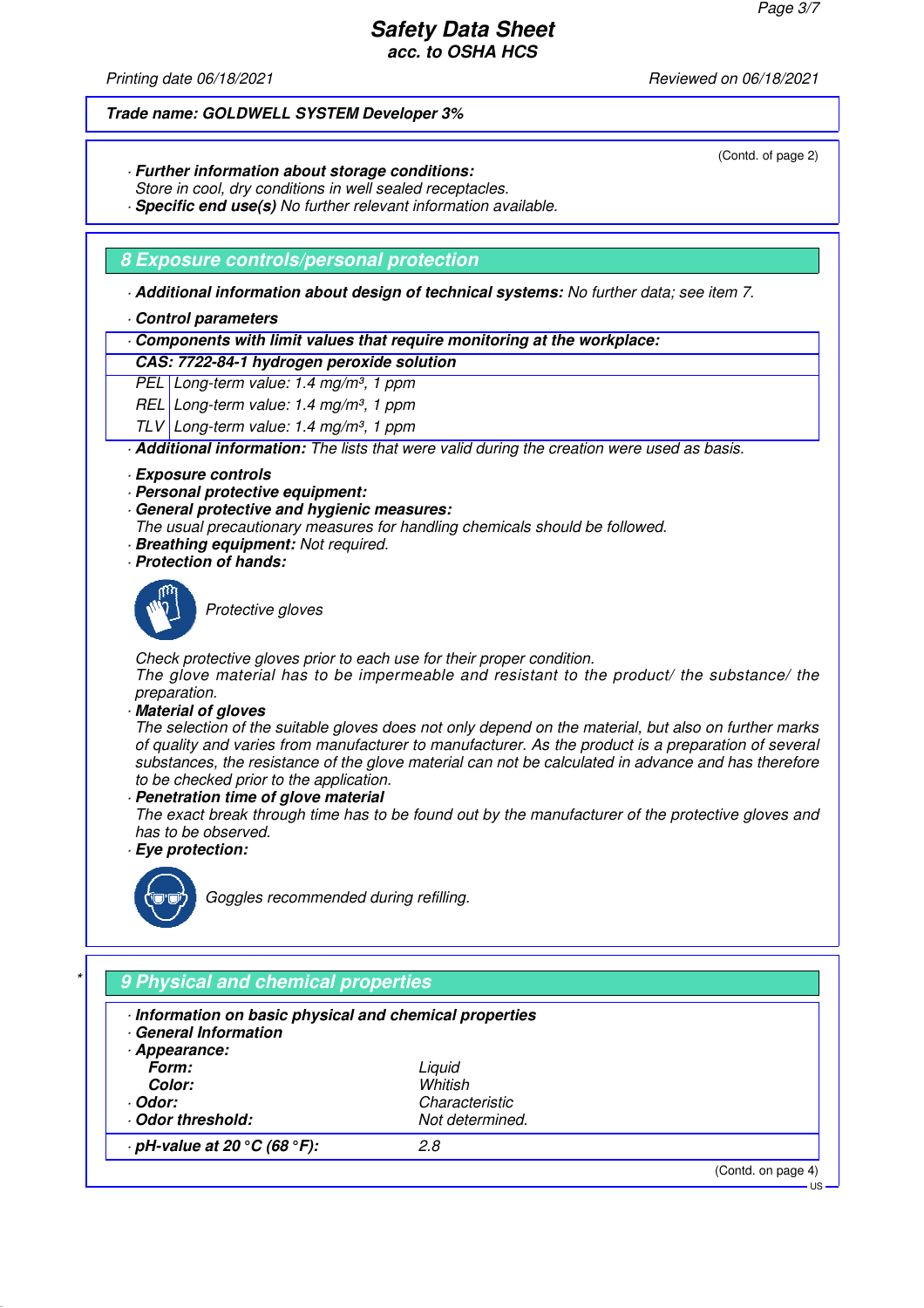# Safety Data Sheet
**acc. to OSHA HCS**

Printing date 06/18/2021 Reviewed on 06/18/2021

**Trade name: GOLDWELL SYSTEM Developer 3%**

(Contd. of page 2)

· **Further information about storage conditions:**
Store in cool, dry conditions in well sealed receptacles.
· **Specific end use(s)** No further relevant information available.

## 8 Exposure controls/personal protection

· **Additional information about design of technical systems:** No further data; see item 7.

· **Control parameters**

| · Components with limit values that require monitoring at the workplace: | |
|---|---|
| **CAS: 7722-84-1 hydrogen peroxide solution** | |
| PEL | Long-term value: 1.4 mg/m³, 1 ppm |
| REL | Long-term value: 1.4 mg/m³, 1 ppm |
| TLV | Long-term value: 1.4 mg/m³, 1 ppm |

· **Additional information:** The lists that were valid during the creation were used as basis.

· **Exposure controls**
· **Personal protective equipment:**
· **General protective and hygienic measures:**
The usual precautionary measures for handling chemicals should be followed.
· **Breathing equipment:** Not required.
· **Protection of hands:**

Protective gloves

Check protective gloves prior to each use for their proper condition.
The glove material has to be impermeable and resistant to the product/ the substance/ the preparation.
· **Material of gloves**
The selection of the suitable gloves does not only depend on the material, but also on further marks of quality and varies from manufacturer to manufacturer. As the product is a preparation of several substances, the resistance of the glove material can not be calculated in advance and has therefore to be checked prior to the application.
· **Penetration time of glove material**
The exact break through time has to be found out by the manufacturer of the protective gloves and has to be observed.
· **Eye protection:**

Goggles recommended during refilling.

## 9 Physical and chemical properties

· **Information on basic physical and chemical properties**
· **General Information**
· **Appearance:**

| | |
|---|---|
| **Form:** | Liquid |
| **Color:** | Whitish |
| · **Odor:** | Characteristic |
| · **Odor threshold:** | Not determined. |
| · **pH-value at 20 °C (68 °F):** | 2.8 |

(Contd. on page 4)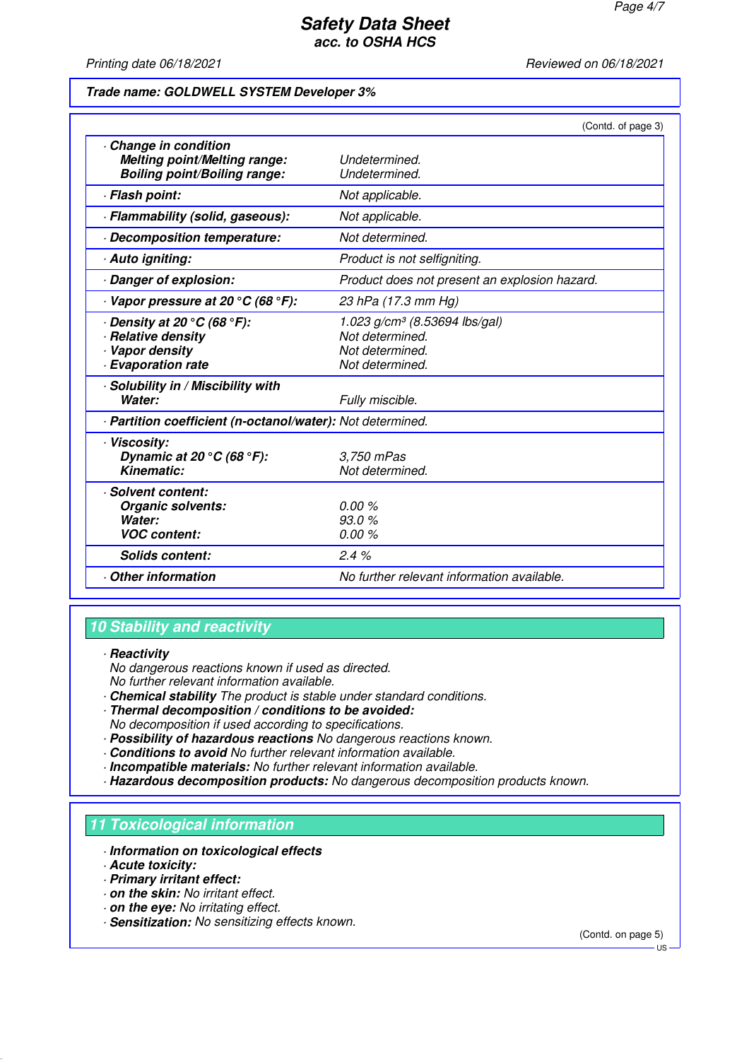Trade name: GOLDWELL SYSTEM Developer 3%

(Contd. of page 3)

| | |
|---|---|
| · **Change in condition** | |
| **Melting point/Melting range:** | Undetermined. |
| **Boiling point/Boiling range:** | Undetermined. |
| · **Flash point:** | Not applicable. |
| · **Flammability (solid, gaseous):** | Not applicable. |
| · **Decomposition temperature:** | Not determined. |
| · **Auto igniting:** | Product is not selfigniting. |
| · **Danger of explosion:** | Product does not present an explosion hazard. |
| · **Vapor pressure at 20 °C (68 °F):** | 23 hPa (17.3 mm Hg) |
| · **Density at 20 °C (68 °F):** | 1.023 g/cm³ (8.53694 lbs/gal) |
| · **Relative density** | Not determined. |
| · **Vapor density** | Not determined. |
| · **Evaporation rate** | Not determined. |
| · **Solubility in / Miscibility with** | |
| **Water:** | Fully miscible. |
| · **Partition coefficient (n-octanol/water):** | Not determined. |
| · **Viscosity:** | |
| **Dynamic at 20 °C (68 °F):** | 3,750 mPas |
| **Kinematic:** | Not determined. |
| · **Solvent content:** | |
| **Organic solvents:** | 0.00 % |
| **Water:** | 93.0 % |
| **VOC content:** | 0.00 % |
| **Solids content:** | 2.4 % |
| · **Other information** | No further relevant information available. |

## 10 Stability and reactivity

· **Reactivity**
No dangerous reactions known if used as directed.
No further relevant information available.
· **Chemical stability** The product is stable under standard conditions.
· **Thermal decomposition / conditions to be avoided:**
No decomposition if used according to specifications.
· **Possibility of hazardous reactions** No dangerous reactions known.
· **Conditions to avoid** No further relevant information available.
· **Incompatible materials:** No further relevant information available.
· **Hazardous decomposition products:** No dangerous decomposition products known.

## 11 Toxicological information

· **Information on toxicological effects**
· **Acute toxicity:**
· **Primary irritant effect:**
· **on the skin:** No irritant effect.
· **on the eye:** No irritating effect.
· **Sensitization:** No sensitizing effects known.

(Contd. on page 5)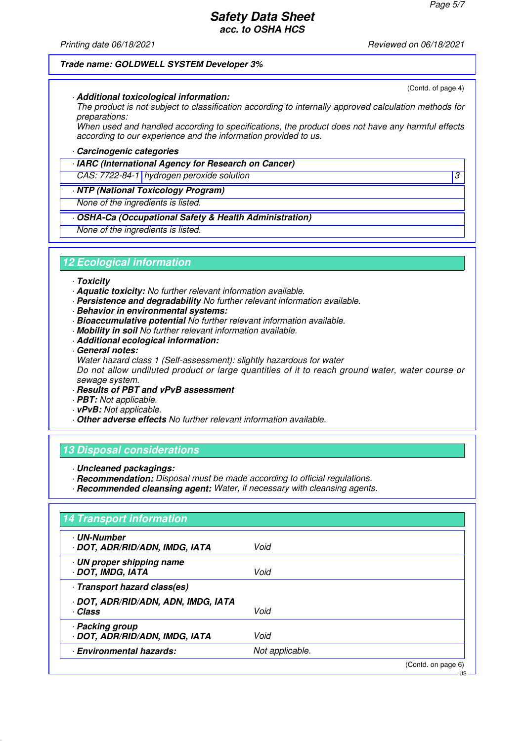Trade name: GOLDWELL SYSTEM Developer 3%

(Contd. of page 4)

· **Additional toxicological information:**
The product is not subject to classification according to internally approved calculation methods for preparations:
When used and handled according to specifications, the product does not have any harmful effects according to our experience and the information provided to us.

· **Carcinogenic categories**

| · IARC (International Agency for Research on Cancer) | | |
|---|---|---|
| CAS: 7722-84-1 | hydrogen peroxide solution | 3 |

| · NTP (National Toxicology Program) |
|---|
| None of the ingredients is listed. |

| · OSHA-Ca (Occupational Safety & Health Administration) |
|---|
| None of the ingredients is listed. |

## 12 Ecological information

· **Toxicity**
· **Aquatic toxicity:** No further relevant information available.
· **Persistence and degradability** No further relevant information available.
· **Behavior in environmental systems:**
· **Bioaccumulative potential** No further relevant information available.
· **Mobility in soil** No further relevant information available.
· **Additional ecological information:**
· **General notes:**
Water hazard class 1 (Self-assessment): slightly hazardous for water
Do not allow undiluted product or large quantities of it to reach ground water, water course or sewage system.
· **Results of PBT and vPvB assessment**
· **PBT:** Not applicable.
· **vPvB:** Not applicable.
· **Other adverse effects** No further relevant information available.

## 13 Disposal considerations

· **Uncleaned packagings:**
· **Recommendation:** Disposal must be made according to official regulations.
· **Recommended cleansing agent:** Water, if necessary with cleansing agents.

## 14 Transport information

| | |
|---|---|
| · **UN-Number**<br>· **DOT, ADR/RID/ADN, IMDG, IATA** | Void |
| · **UN proper shipping name**<br>· **DOT, IMDG, IATA** | Void |
| · **Transport hazard class(es)**<br>· **DOT, ADR/RID/ADN, ADN, IMDG, IATA**<br>· **Class** | Void |
| · **Packing group**<br>· **DOT, ADR/RID/ADN, IMDG, IATA** | Void |
| · **Environmental hazards:** | Not applicable. |

(Contd. on page 6)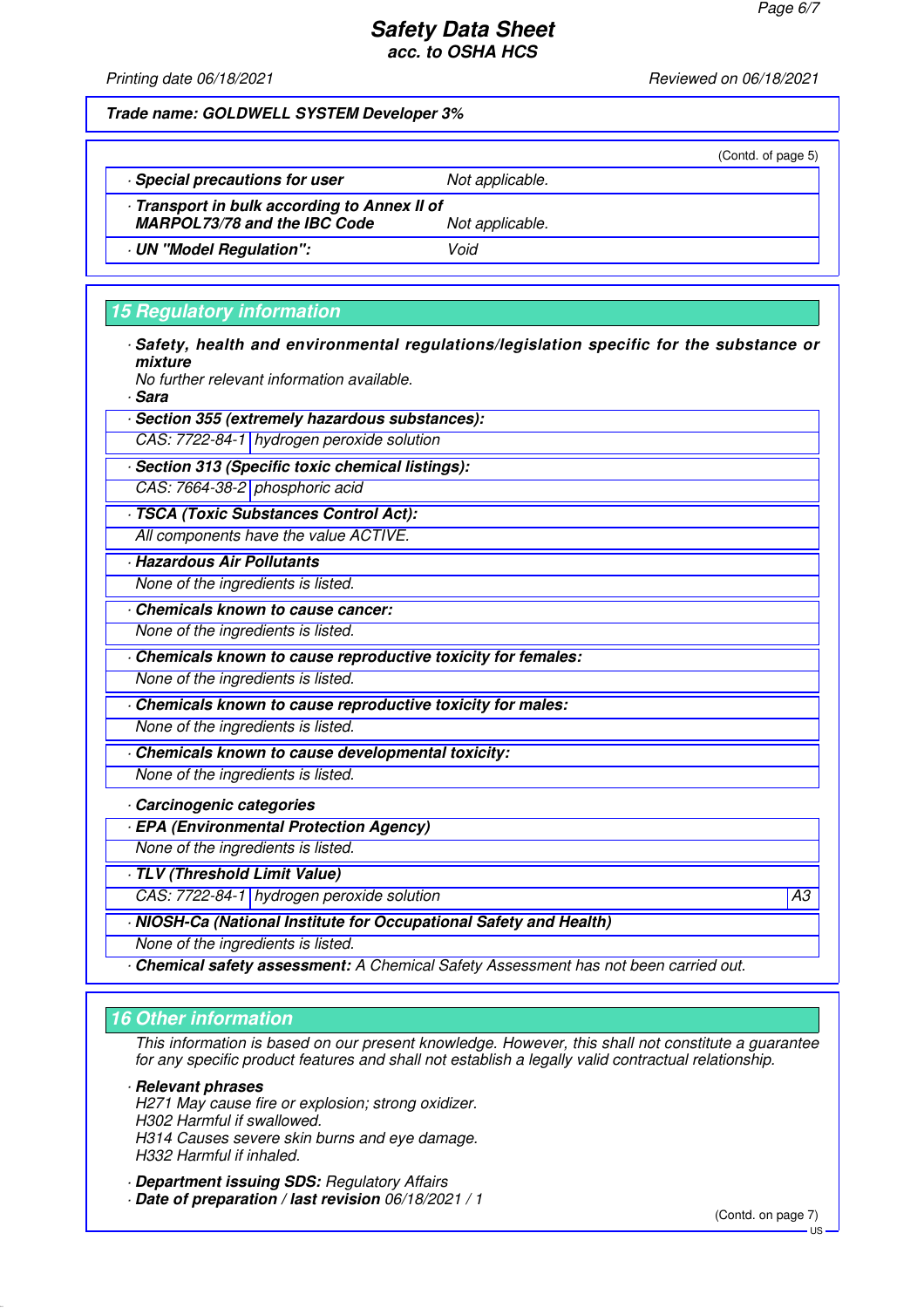Trade name: **GOLDWELL SYSTEM Developer 3%**

(Contd. of page 5)

| | |
|---|---|
| · **Special precautions for user** | Not applicable. |
| · **Transport in bulk according to Annex II of MARPOL73/78 and the IBC Code** | Not applicable. |
| · **UN "Model Regulation":** | Void |

## 15 Regulatory information

· **Safety, health and environmental regulations/legislation specific for the substance or mixture**
No further relevant information available.

· **Sara**

| · **Section 355 (extremely hazardous substances):** | |
|---|---|
| CAS: 7722-84-1 | hydrogen peroxide solution |

| · **Section 313 (Specific toxic chemical listings):** | |
|---|---|
| CAS: 7664-38-2 | phosphoric acid |

| · **TSCA (Toxic Substances Control Act):** |
|---|
| All components have the value ACTIVE. |

| · **Hazardous Air Pollutants** |
|---|
| None of the ingredients is listed. |

| · **Chemicals known to cause cancer:** |
|---|
| None of the ingredients is listed. |

| · **Chemicals known to cause reproductive toxicity for females:** |
|---|
| None of the ingredients is listed. |

| · **Chemicals known to cause reproductive toxicity for males:** |
|---|
| None of the ingredients is listed. |

| · **Chemicals known to cause developmental toxicity:** |
|---|
| None of the ingredients is listed. |

· **Carcinogenic categories**

| · **EPA (Environmental Protection Agency)** |
|---|
| None of the ingredients is listed. |

| · **TLV (Threshold Limit Value)** | | |
|---|---|---|
| CAS: 7722-84-1 | hydrogen peroxide solution | A3 |

| · **NIOSH-Ca (National Institute for Occupational Safety and Health)** |
|---|
| None of the ingredients is listed. |

· **Chemical safety assessment:** A Chemical Safety Assessment has not been carried out.

## 16 Other information

This information is based on our present knowledge. However, this shall not constitute a guarantee for any specific product features and shall not establish a legally valid contractual relationship.

· **Relevant phrases**
H271 May cause fire or explosion; strong oxidizer.
H302 Harmful if swallowed.
H314 Causes severe skin burns and eye damage.
H332 Harmful if inhaled.

· **Department issuing SDS:** Regulatory Affairs
· **Date of preparation / last revision** 06/18/2021 / 1

(Contd. on page 7)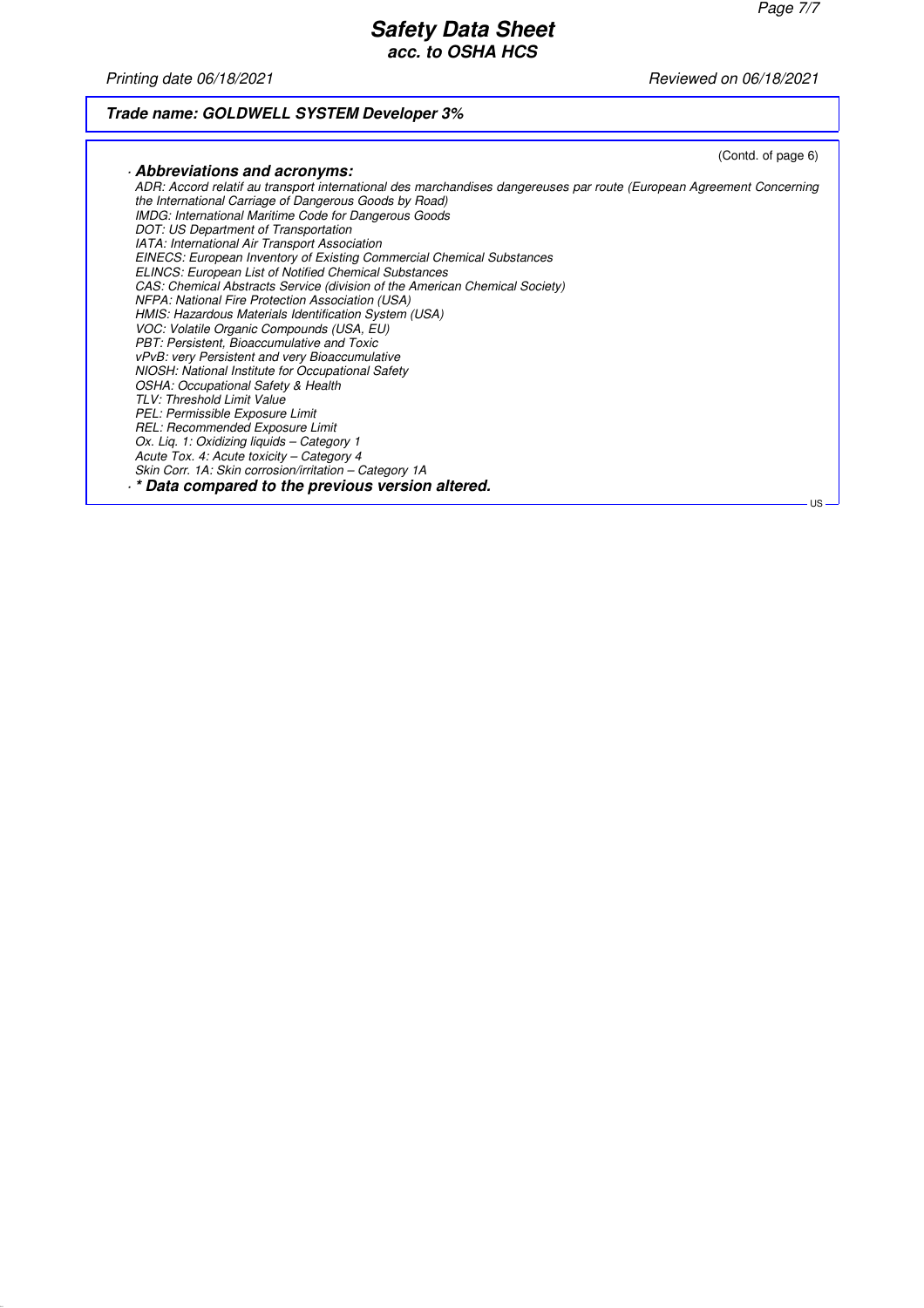# Safety Data Sheet
**acc. to OSHA HCS**

*Printing date 06/18/2021* *Reviewed on 06/18/2021*

***Trade name: GOLDWELL SYSTEM Developer 3%***

(Contd. of page 6)

· ***Abbreviations and acronyms:***

*ADR: Accord relatif au transport international des marchandises dangereuses par route (European Agreement Concerning the International Carriage of Dangerous Goods by Road)*
*IMDG: International Maritime Code for Dangerous Goods*
*DOT: US Department of Transportation*
*IATA: International Air Transport Association*
*EINECS: European Inventory of Existing Commercial Chemical Substances*
*ELINCS: European List of Notified Chemical Substances*
*CAS: Chemical Abstracts Service (division of the American Chemical Society)*
*NFPA: National Fire Protection Association (USA)*
*HMIS: Hazardous Materials Identification System (USA)*
*VOC: Volatile Organic Compounds (USA, EU)*
*PBT: Persistent, Bioaccumulative and Toxic*
*vPvB: very Persistent and very Bioaccumulative*
*NIOSH: National Institute for Occupational Safety*
*OSHA: Occupational Safety & Health*
*TLV: Threshold Limit Value*
*PEL: Permissible Exposure Limit*
*REL: Recommended Exposure Limit*
*Ox. Liq. 1: Oxidizing liquids – Category 1*
*Acute Tox. 4: Acute toxicity – Category 4*
*Skin Corr. 1A: Skin corrosion/irritation – Category 1A*

· ***\* Data compared to the previous version altered.***

US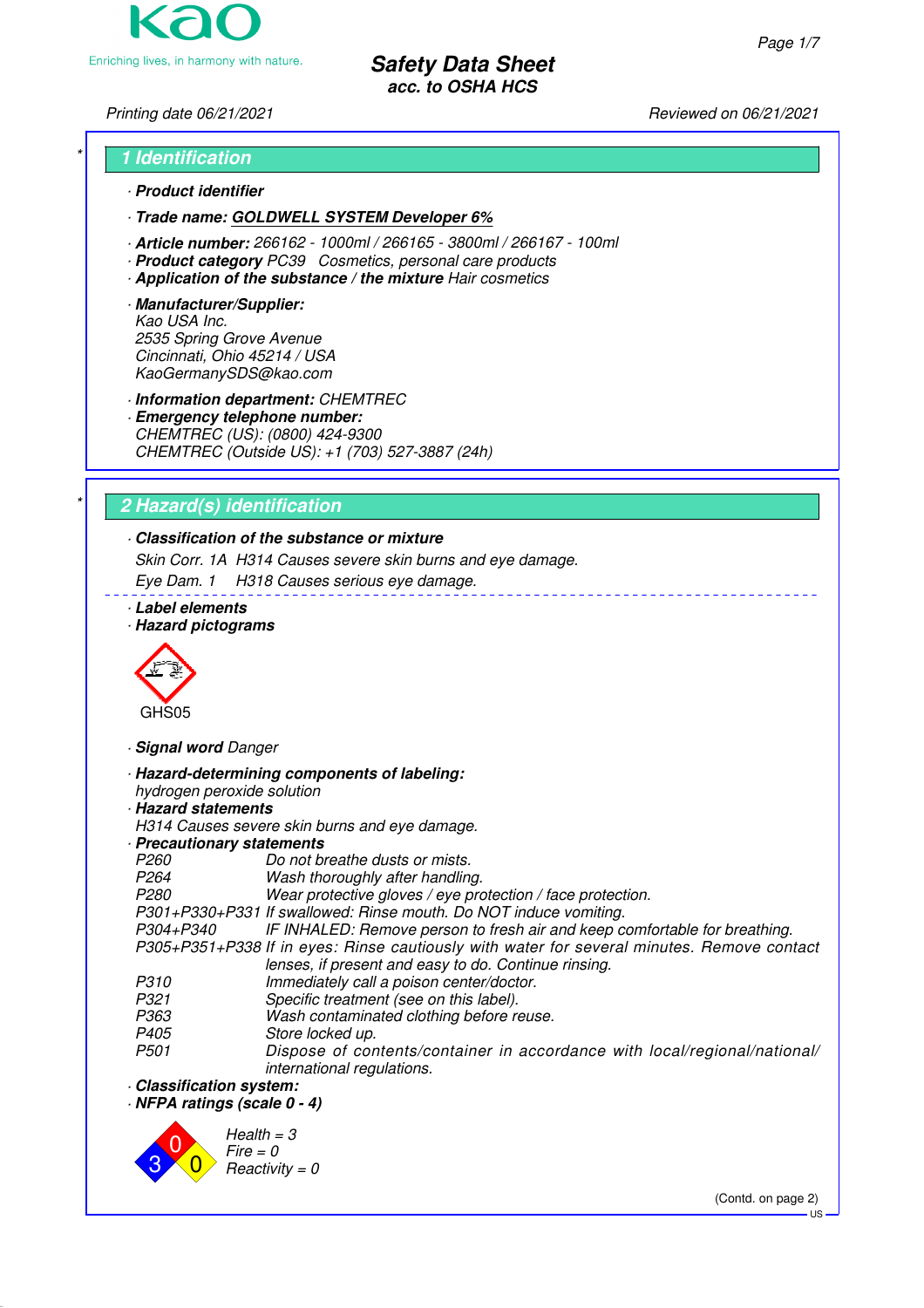# Safety Data Sheet
**acc. to OSHA HCS**

Printing date 06/21/2021 | Reviewed on 06/21/2021

## 1 Identification

· **Product identifier**

· **Trade name: GOLDWELL SYSTEM Developer 6%**

· **Article number:** 266162 - 1000ml / 266165 - 3800ml / 266167 - 100ml
· **Product category** PC39 Cosmetics, personal care products
· **Application of the substance / the mixture** Hair cosmetics

· **Manufacturer/Supplier:**
Kao USA Inc.
2535 Spring Grove Avenue
Cincinnati, Ohio 45214 / USA
KaoGermanySDS@kao.com

· **Information department:** CHEMTREC
· **Emergency telephone number:**
CHEMTREC (US): (0800) 424-9300
CHEMTREC (Outside US): +1 (703) 527-3887 (24h)

## 2 Hazard(s) identification

· **Classification of the substance or mixture**
Skin Corr. 1A H314 Causes severe skin burns and eye damage.
Eye Dam. 1 H318 Causes serious eye damage.

· **Label elements**
· **Hazard pictograms**

GHS05

· **Signal word** Danger

· **Hazard-determining components of labeling:**
hydrogen peroxide solution
· **Hazard statements**
H314 Causes severe skin burns and eye damage.
· **Precautionary statements**

P260 Do not breathe dusts or mists.
P264 Wash thoroughly after handling.
P280 Wear protective gloves / eye protection / face protection.
P301+P330+P331 If swallowed: Rinse mouth. Do NOT induce vomiting.
P304+P340 IF INHALED: Remove person to fresh air and keep comfortable for breathing.
P305+P351+P338 If in eyes: Rinse cautiously with water for several minutes. Remove contact lenses, if present and easy to do. Continue rinsing.
P310 Immediately call a poison center/doctor.
P321 Specific treatment (see on this label).
P363 Wash contaminated clothing before reuse.
P405 Store locked up.
P501 Dispose of contents/container in accordance with local/regional/national/international regulations.

· **Classification system:**
· **NFPA ratings (scale 0 - 4)**

Health = 3
Fire = 0
Reactivity = 0

(Contd. on page 2)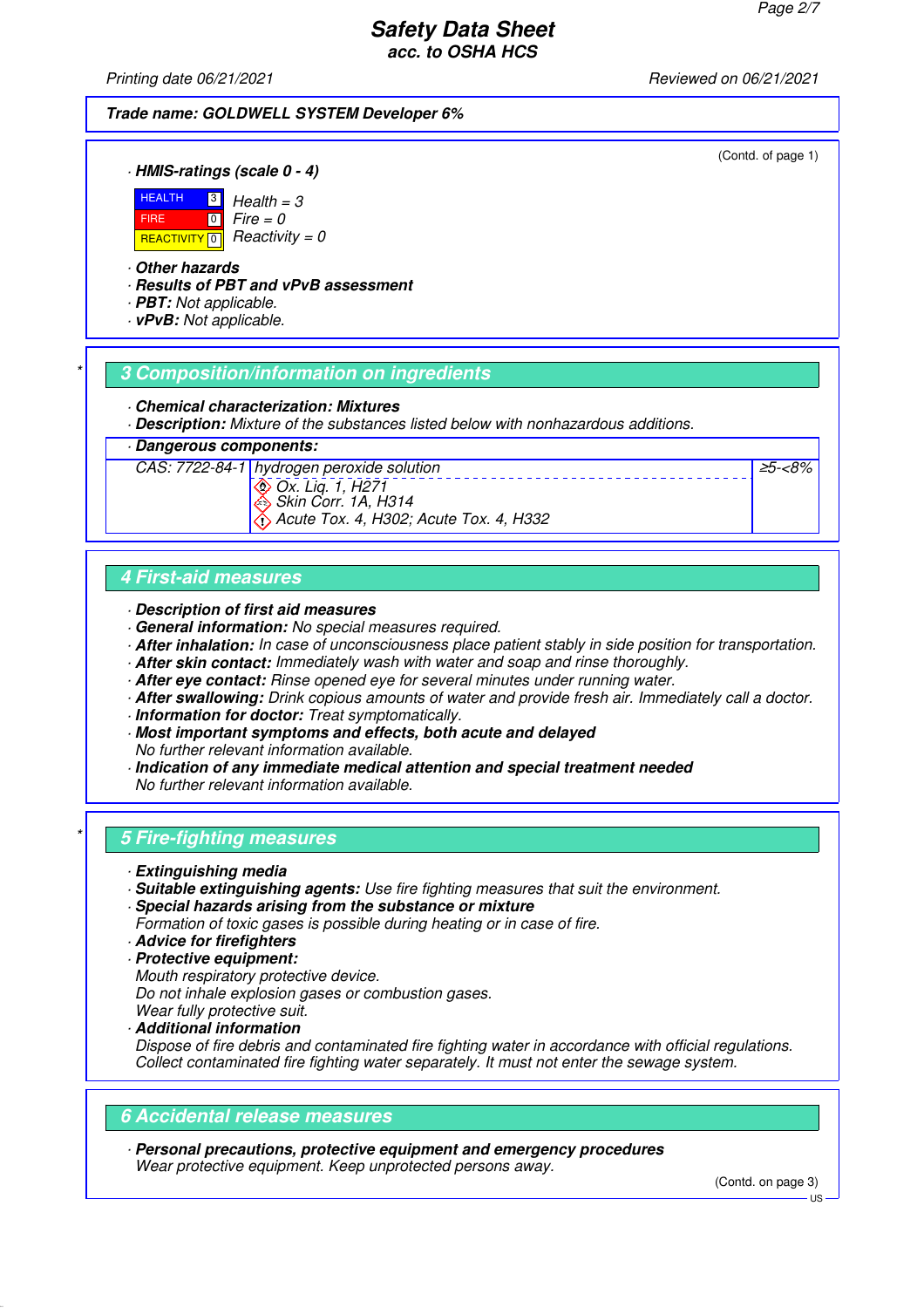# Safety Data Sheet
## acc. to OSHA HCS

Printing date 06/21/2021 | Reviewed on 06/21/2021

**Trade name: GOLDWELL SYSTEM Developer 6%**

(Contd. of page 1)

· **HMIS-ratings (scale 0 - 4)**

| | | |
|---|---|---|
| HEALTH | 3 | Health = 3 |
| FIRE | 0 | Fire = 0 |
| REACTIVITY | 0 | Reactivity = 0 |

· **Other hazards**
· **Results of PBT and vPvB assessment**
· **PBT:** Not applicable.
· **vPvB:** Not applicable.

## * 3 Composition/information on ingredients

· **Chemical characterization: Mixtures**
· **Description:** Mixture of the substances listed below with nonhazardous additions.

| · **Dangerous components:** | | |
|---|---|---|
| CAS: 7722-84-1 | hydrogen peroxide solution<br>Ox. Liq. 1, H271<br>Skin Corr. 1A, H314<br>Acute Tox. 4, H302; Acute Tox. 4, H332 | ≥5-<8% |

## 4 First-aid measures

· **Description of first aid measures**
· **General information:** No special measures required.
· **After inhalation:** In case of unconsciousness place patient stably in side position for transportation.
· **After skin contact:** Immediately wash with water and soap and rinse thoroughly.
· **After eye contact:** Rinse opened eye for several minutes under running water.
· **After swallowing:** Drink copious amounts of water and provide fresh air. Immediately call a doctor.
· **Information for doctor:** Treat symptomatically.
· **Most important symptoms and effects, both acute and delayed**
No further relevant information available.
· **Indication of any immediate medical attention and special treatment needed**
No further relevant information available.

## * 5 Fire-fighting measures

· **Extinguishing media**
· **Suitable extinguishing agents:** Use fire fighting measures that suit the environment.
· **Special hazards arising from the substance or mixture**
Formation of toxic gases is possible during heating or in case of fire.
· **Advice for firefighters**
· **Protective equipment:**
Mouth respiratory protective device.
Do not inhale explosion gases or combustion gases.
Wear fully protective suit.
· **Additional information**
Dispose of fire debris and contaminated fire fighting water in accordance with official regulations.
Collect contaminated fire fighting water separately. It must not enter the sewage system.

## 6 Accidental release measures

· **Personal precautions, protective equipment and emergency procedures**
Wear protective equipment. Keep unprotected persons away.

(Contd. on page 3)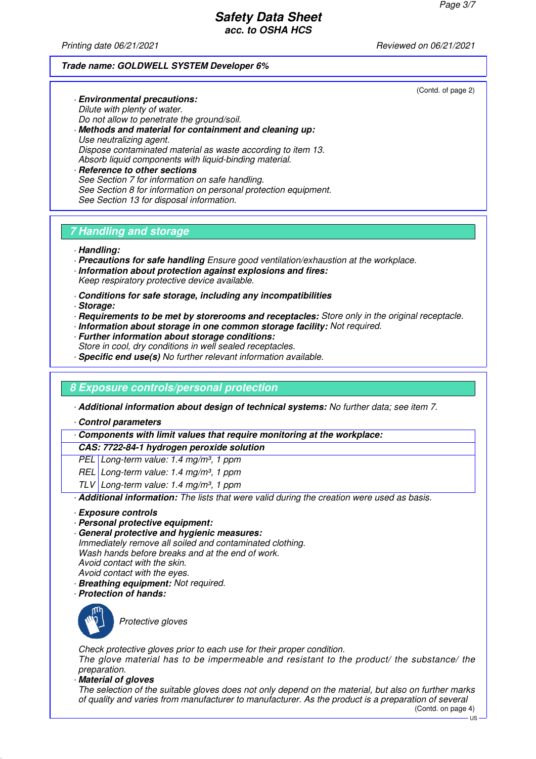**Trade name: GOLDWELL SYSTEM Developer 6%**

(Contd. of page 2)

· **Environmental precautions:**
Dilute with plenty of water.
Do not allow to penetrate the ground/soil.
· **Methods and material for containment and cleaning up:**
Use neutralizing agent.
Dispose contaminated material as waste according to item 13.
Absorb liquid components with liquid-binding material.
· **Reference to other sections**
See Section 7 for information on safe handling.
See Section 8 for information on personal protection equipment.
See Section 13 for disposal information.

## 7 Handling and storage

· **Handling:**
· **Precautions for safe handling** Ensure good ventilation/exhaustion at the workplace.
· **Information about protection against explosions and fires:**
Keep respiratory protective device available.

· **Conditions for safe storage, including any incompatibilities**
· **Storage:**
· **Requirements to be met by storerooms and receptacles:** Store only in the original receptacle.
· **Information about storage in one common storage facility:** Not required.
· **Further information about storage conditions:**
Store in cool, dry conditions in well sealed receptacles.
· **Specific end use(s)** No further relevant information available.

## 8 Exposure controls/personal protection

· **Additional information about design of technical systems:** No further data; see item 7.

· **Control parameters**

| · **Components with limit values that require monitoring at the workplace:** | |
|---|---|
| **CAS: 7722-84-1 hydrogen peroxide solution** | |
| PEL | Long-term value: 1.4 mg/m³, 1 ppm |
| REL | Long-term value: 1.4 mg/m³, 1 ppm |
| TLV | Long-term value: 1.4 mg/m³, 1 ppm |

· **Additional information:** The lists that were valid during the creation were used as basis.

· **Exposure controls**
· **Personal protective equipment:**
· **General protective and hygienic measures:**
Immediately remove all soiled and contaminated clothing.
Wash hands before breaks and at the end of work.
Avoid contact with the skin.
Avoid contact with the eyes.
· **Breathing equipment:** Not required.
· **Protection of hands:**

Protective gloves

Check protective gloves prior to each use for their proper condition.
The glove material has to be impermeable and resistant to the product/ the substance/ the preparation.
· **Material of gloves**
The selection of the suitable gloves does not only depend on the material, but also on further marks of quality and varies from manufacturer to manufacturer. As the product is a preparation of several

(Contd. on page 4)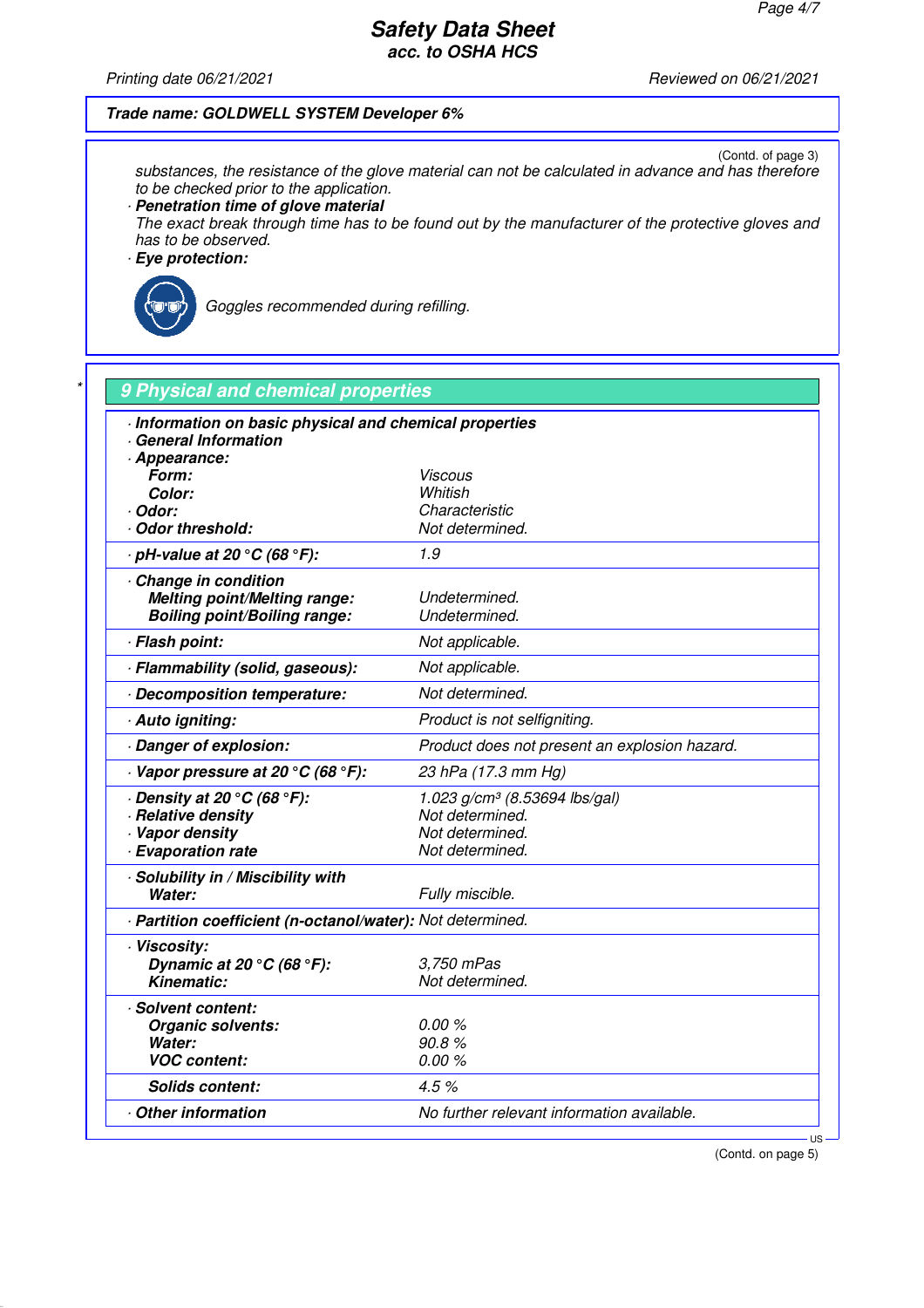Trade name: GOLDWELL SYSTEM Developer 6%

(Contd. of page 3)

substances, the resistance of the glove material can not be calculated in advance and has therefore to be checked prior to the application.

· **Penetration time of glove material**
The exact break through time has to be found out by the manufacturer of the protective gloves and has to be observed.

· **Eye protection:**

Goggles recommended during refilling.

## 9 Physical and chemical properties

| | |
|---|---|
| · **Information on basic physical and chemical properties** | |
| · **General Information** | |
| · **Appearance:** | |
| **Form:** | Viscous |
| **Color:** | Whitish |
| · **Odor:** | Characteristic |
| · **Odor threshold:** | Not determined. |
| · **pH-value at 20 °C (68 °F):** | 1.9 |
| · **Change in condition** | |
| **Melting point/Melting range:** | Undetermined. |
| **Boiling point/Boiling range:** | Undetermined. |
| · **Flash point:** | Not applicable. |
| · **Flammability (solid, gaseous):** | Not applicable. |
| · **Decomposition temperature:** | Not determined. |
| · **Auto igniting:** | Product is not selfigniting. |
| · **Danger of explosion:** | Product does not present an explosion hazard. |
| · **Vapor pressure at 20 °C (68 °F):** | 23 hPa (17.3 mm Hg) |
| · **Density at 20 °C (68 °F):** | 1.023 g/cm³ (8.53694 lbs/gal) |
| · **Relative density** | Not determined. |
| · **Vapor density** | Not determined. |
| · **Evaporation rate** | Not determined. |
| · **Solubility in / Miscibility with** | |
| **Water:** | Fully miscible. |
| · **Partition coefficient (n-octanol/water):** | Not determined. |
| · **Viscosity:** | |
| **Dynamic at 20 °C (68 °F):** | 3,750 mPas |
| **Kinematic:** | Not determined. |
| · **Solvent content:** | |
| **Organic solvents:** | 0.00 % |
| **Water:** | 90.8 % |
| **VOC content:** | 0.00 % |
| **Solids content:** | 4.5 % |
| · **Other information** | No further relevant information available. |

(Contd. on page 5)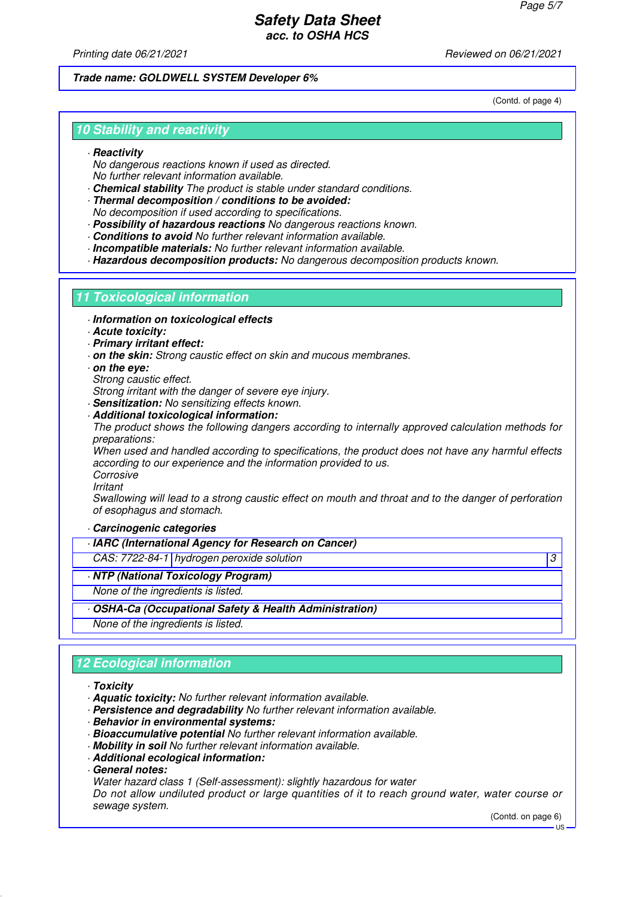**Trade name: GOLDWELL SYSTEM Developer 6%**

(Contd. of page 4)

## 10 Stability and reactivity

- **Reactivity**
  No dangerous reactions known if used as directed.
  No further relevant information available.
- **Chemical stability** The product is stable under standard conditions.
- **Thermal decomposition / conditions to be avoided:**
  No decomposition if used according to specifications.
- **Possibility of hazardous reactions** No dangerous reactions known.
- **Conditions to avoid** No further relevant information available.
- **Incompatible materials:** No further relevant information available.
- **Hazardous decomposition products:** No dangerous decomposition products known.

## 11 Toxicological information

- **Information on toxicological effects**
- **Acute toxicity:**
- **Primary irritant effect:**
- **on the skin:** Strong caustic effect on skin and mucous membranes.
- **on the eye:**
  Strong caustic effect.
  Strong irritant with the danger of severe eye injury.
- **Sensitization:** No sensitizing effects known.
- **Additional toxicological information:**
  The product shows the following dangers according to internally approved calculation methods for preparations:
  When used and handled according to specifications, the product does not have any harmful effects according to our experience and the information provided to us.
  Corrosive
  Irritant
  Swallowing will lead to a strong caustic effect on mouth and throat and to the danger of perforation of esophagus and stomach.

- **Carcinogenic categories**

| · IARC (International Agency for Research on Cancer) | | |
|---|---|---|
| CAS: 7722-84-1 | hydrogen peroxide solution | 3 |

| · NTP (National Toxicology Program) |
|---|
| None of the ingredients is listed. |

| · OSHA-Ca (Occupational Safety & Health Administration) |
|---|
| None of the ingredients is listed. |

## 12 Ecological information

- **Toxicity**
- **Aquatic toxicity:** No further relevant information available.
- **Persistence and degradability** No further relevant information available.
- **Behavior in environmental systems:**
- **Bioaccumulative potential** No further relevant information available.
- **Mobility in soil** No further relevant information available.
- **Additional ecological information:**
- **General notes:**
  Water hazard class 1 (Self-assessment): slightly hazardous for water
  Do not allow undiluted product or large quantities of it to reach ground water, water course or sewage system.

(Contd. on page 6)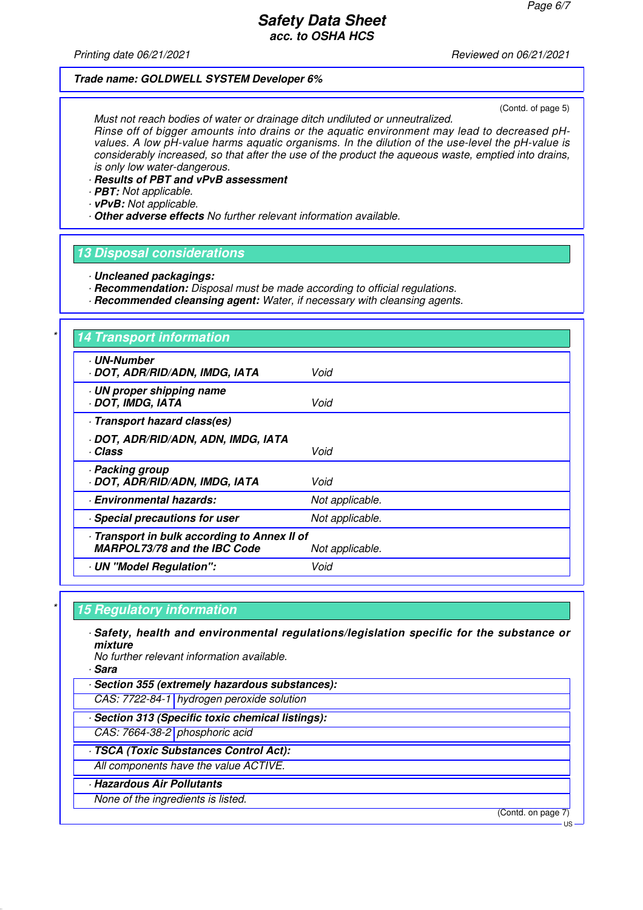(Contd. of page 5)

Must not reach bodies of water or drainage ditch undiluted or unneutralized.
Rinse off of bigger amounts into drains or the aquatic environment may lead to decreased pH-values. A low pH-value harms aquatic organisms. In the dilution of the use-level the pH-value is considerably increased, so that after the use of the product the aqueous waste, emptied into drains, is only low water-dangerous.

· **Results of PBT and vPvB assessment**
· **PBT:** Not applicable.
· **vPvB:** Not applicable.
· **Other adverse effects** No further relevant information available.

## 13 Disposal considerations

· **Uncleaned packagings:**
· **Recommendation:** Disposal must be made according to official regulations.
· **Recommended cleansing agent:** Water, if necessary with cleansing agents.

## * 14 Transport information

| | |
|---|---|
| · **UN-Number** · **DOT, ADR/RID/ADN, IMDG, IATA** | Void |
| · **UN proper shipping name** · **DOT, IMDG, IATA** | Void |
| · **Transport hazard class(es)** · **DOT, ADR/RID/ADN, ADN, IMDG, IATA** · **Class** | Void |
| · **Packing group** · **DOT, ADR/RID/ADN, IMDG, IATA** | Void |
| · **Environmental hazards:** | Not applicable. |
| · **Special precautions for user** | Not applicable. |
| · **Transport in bulk according to Annex II of MARPOL73/78 and the IBC Code** | Not applicable. |
| · **UN "Model Regulation":** | Void |

## * 15 Regulatory information

· **Safety, health and environmental regulations/legislation specific for the substance or mixture**
No further relevant information available.
· **Sara**

· **Section 355 (extremely hazardous substances):**

| | |
|---|---|
| CAS: 7722-84-1 | hydrogen peroxide solution |

· **Section 313 (Specific toxic chemical listings):**

| | |
|---|---|
| CAS: 7664-38-2 | phosphoric acid |

· **TSCA (Toxic Substances Control Act):**
All components have the value ACTIVE.

· **Hazardous Air Pollutants**
None of the ingredients is listed.

(Contd. on page 7)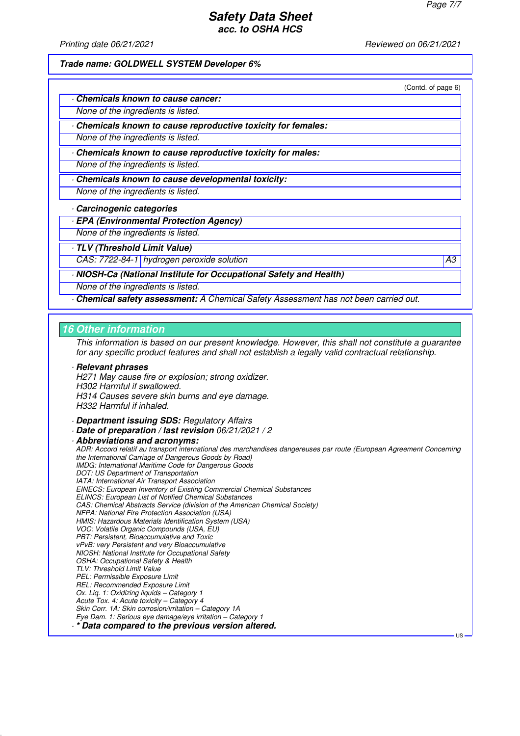Trade name: GOLDWELL SYSTEM Developer 6%

(Contd. of page 6)

· **Chemicals known to cause cancer:**

None of the ingredients is listed.

· **Chemicals known to cause reproductive toxicity for females:**

None of the ingredients is listed.

· **Chemicals known to cause reproductive toxicity for males:**

None of the ingredients is listed.

· **Chemicals known to cause developmental toxicity:**

None of the ingredients is listed.

· **Carcinogenic categories**

· **EPA (Environmental Protection Agency)**

None of the ingredients is listed.

· **TLV (Threshold Limit Value)**

| CAS: 7722-84-1 | hydrogen peroxide solution | A3 |
|---|---|---|

· **NIOSH-Ca (National Institute for Occupational Safety and Health)**

None of the ingredients is listed.

· **Chemical safety assessment:** A Chemical Safety Assessment has not been carried out.

## 16 Other information

This information is based on our present knowledge. However, this shall not constitute a guarantee for any specific product features and shall not establish a legally valid contractual relationship.

· **Relevant phrases**

H271 May cause fire or explosion; strong oxidizer.
H302 Harmful if swallowed.
H314 Causes severe skin burns and eye damage.
H332 Harmful if inhaled.

· **Department issuing SDS:** Regulatory Affairs

· **Date of preparation / last revision** 06/21/2021 / 2

· **Abbreviations and acronyms:**

ADR: Accord relatif au transport international des marchandises dangereuses par route (European Agreement Concerning the International Carriage of Dangerous Goods by Road)
IMDG: International Maritime Code for Dangerous Goods
DOT: US Department of Transportation
IATA: International Air Transport Association
EINECS: European Inventory of Existing Commercial Chemical Substances
ELINCS: European List of Notified Chemical Substances
CAS: Chemical Abstracts Service (division of the American Chemical Society)
NFPA: National Fire Protection Association (USA)
HMIS: Hazardous Materials Identification System (USA)
VOC: Volatile Organic Compounds (USA, EU)
PBT: Persistent, Bioaccumulative and Toxic
vPvB: very Persistent and very Bioaccumulative
NIOSH: National Institute for Occupational Safety
OSHA: Occupational Safety & Health
TLV: Threshold Limit Value
PEL: Permissible Exposure Limit
REL: Recommended Exposure Limit
Ox. Liq. 1: Oxidizing liquids – Category 1
Acute Tox. 4: Acute toxicity – Category 4
Skin Corr. 1A: Skin corrosion/irritation – Category 1A
Eye Dam. 1: Serious eye damage/eye irritation – Category 1

· **\* Data compared to the previous version altered.**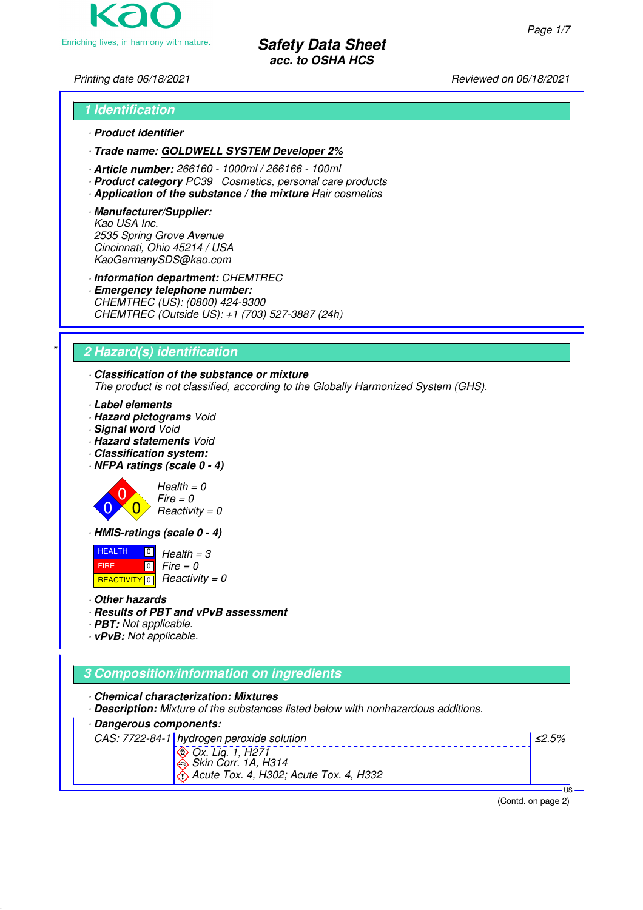**Safety Data Sheet**
**acc. to OSHA HCS**

Printing date 06/18/2021 Reviewed on 06/18/2021

## 1 Identification

· **Product identifier**

· **Trade name: GOLDWELL SYSTEM Developer 2%**

· **Article number:** 266160 - 1000ml / 266166 - 100ml
· **Product category** PC39 Cosmetics, personal care products
· **Application of the substance / the mixture** Hair cosmetics

· **Manufacturer/Supplier:**
Kao USA Inc.
2535 Spring Grove Avenue
Cincinnati, Ohio 45214 / USA
KaoGermanySDS@kao.com

· **Information department:** CHEMTREC
· **Emergency telephone number:**
CHEMTREC (US): (0800) 424-9300
CHEMTREC (Outside US): +1 (703) 527-3887 (24h)

## 2 Hazard(s) identification

· **Classification of the substance or mixture**
The product is not classified, according to the Globally Harmonized System (GHS).

· **Label elements**
· **Hazard pictograms** Void
· **Signal word** Void
· **Hazard statements** Void
· **Classification system:**
· **NFPA ratings (scale 0 - 4)**

Health = 0
Fire = 0
Reactivity = 0

· **HMIS-ratings (scale 0 - 4)**

| | |
|---|---|
| HEALTH | 0 |
| FIRE | 0 |
| REACTIVITY | 0 |

Health = 3
Fire = 0
Reactivity = 0

· **Other hazards**
· **Results of PBT and vPvB assessment**
· **PBT:** Not applicable.
· **vPvB:** Not applicable.

## 3 Composition/information on ingredients

· **Chemical characterization: Mixtures**
· **Description:** Mixture of the substances listed below with nonhazardous additions.

· **Dangerous components:**

| | | |
|---|---|---|
| CAS: 7722-84-1 | hydrogen peroxide solution<br>Ox. Liq. 1, H271<br>Skin Corr. 1A, H314<br>Acute Tox. 4, H302; Acute Tox. 4, H332 | ≤2.5% |

(Contd. on page 2)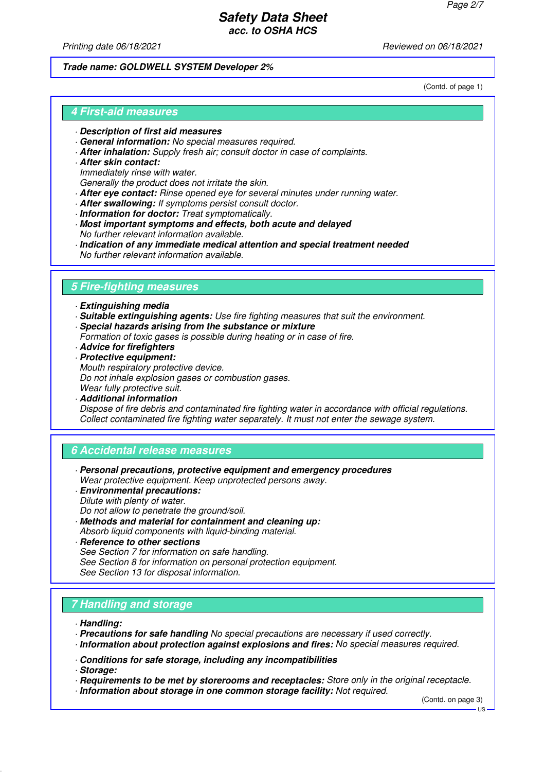**Trade name: GOLDWELL SYSTEM Developer 2%**

(Contd. of page 1)

## 4 First-aid measures

- **Description of first aid measures**
- **General information:** No special measures required.
- **After inhalation:** Supply fresh air; consult doctor in case of complaints.
- **After skin contact:**
  Immediately rinse with water.
  Generally the product does not irritate the skin.
- **After eye contact:** Rinse opened eye for several minutes under running water.
- **After swallowing:** If symptoms persist consult doctor.
- **Information for doctor:** Treat symptomatically.
- **Most important symptoms and effects, both acute and delayed**
  No further relevant information available.
- **Indication of any immediate medical attention and special treatment needed**
  No further relevant information available.

## 5 Fire-fighting measures

- **Extinguishing media**
- **Suitable extinguishing agents:** Use fire fighting measures that suit the environment.
- **Special hazards arising from the substance or mixture**
  Formation of toxic gases is possible during heating or in case of fire.
- **Advice for firefighters**
- **Protective equipment:**
  Mouth respiratory protective device.
  Do not inhale explosion gases or combustion gases.
  Wear fully protective suit.
- **Additional information**
  Dispose of fire debris and contaminated fire fighting water in accordance with official regulations.
  Collect contaminated fire fighting water separately. It must not enter the sewage system.

## 6 Accidental release measures

- **Personal precautions, protective equipment and emergency procedures**
  Wear protective equipment. Keep unprotected persons away.
- **Environmental precautions:**
  Dilute with plenty of water.
  Do not allow to penetrate the ground/soil.
- **Methods and material for containment and cleaning up:**
  Absorb liquid components with liquid-binding material.
- **Reference to other sections**
  See Section 7 for information on safe handling.
  See Section 8 for information on personal protection equipment.
  See Section 13 for disposal information.

## 7 Handling and storage

- **Handling:**
- **Precautions for safe handling** No special precautions are necessary if used correctly.
- **Information about protection against explosions and fires:** No special measures required.

- **Conditions for safe storage, including any incompatibilities**
- **Storage:**
- **Requirements to be met by storerooms and receptacles:** Store only in the original receptacle.
- **Information about storage in one common storage facility:** Not required.

(Contd. on page 3)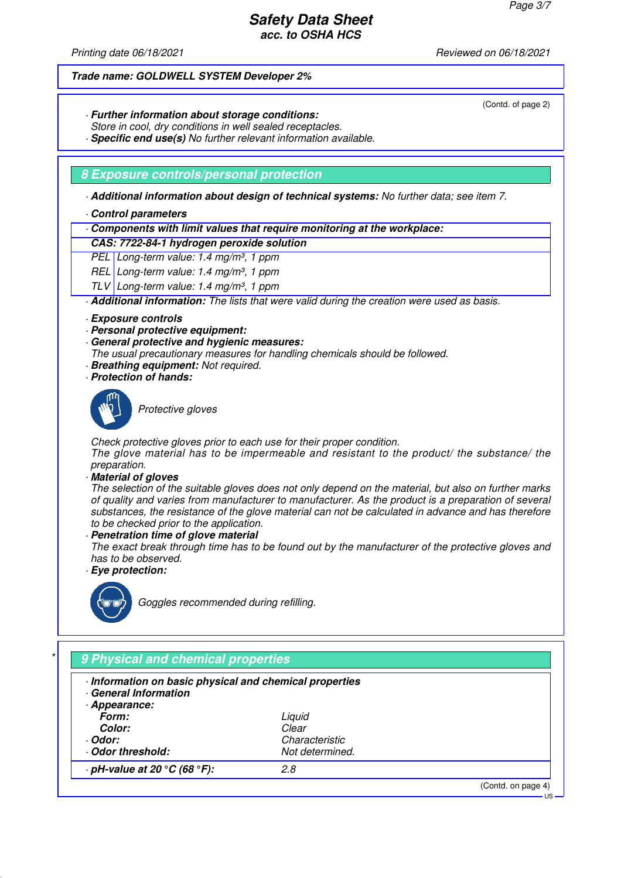# Safety Data Sheet
## acc. to OSHA HCS

Printing date 06/18/2021 Reviewed on 06/18/2021

**Trade name: GOLDWELL SYSTEM Developer 2%**

(Contd. of page 2)

· **Further information about storage conditions:**
Store in cool, dry conditions in well sealed receptacles.
· **Specific end use(s)** No further relevant information available.

## 8 Exposure controls/personal protection

· **Additional information about design of technical systems:** No further data; see item 7.

· **Control parameters**

| · Components with limit values that require monitoring at the workplace: | |
|---|---|
| **CAS: 7722-84-1 hydrogen peroxide solution** | |
| PEL | Long-term value: 1.4 mg/m³, 1 ppm |
| REL | Long-term value: 1.4 mg/m³, 1 ppm |
| TLV | Long-term value: 1.4 mg/m³, 1 ppm |

· **Additional information:** The lists that were valid during the creation were used as basis.

· **Exposure controls**
· **Personal protective equipment:**
· **General protective and hygienic measures:**
The usual precautionary measures for handling chemicals should be followed.
· **Breathing equipment:** Not required.
· **Protection of hands:**

Protective gloves

Check protective gloves prior to each use for their proper condition.
The glove material has to be impermeable and resistant to the product/ the substance/ the preparation.
· **Material of gloves**
The selection of the suitable gloves does not only depend on the material, but also on further marks of quality and varies from manufacturer to manufacturer. As the product is a preparation of several substances, the resistance of the glove material can not be calculated in advance and has therefore to be checked prior to the application.
· **Penetration time of glove material**
The exact break through time has to be found out by the manufacturer of the protective gloves and has to be observed.
· **Eye protection:**

Goggles recommended during refilling.

## 9 Physical and chemical properties

· **Information on basic physical and chemical properties**
· **General Information**
· **Appearance:**

| | |
|---|---|
| **Form:** | Liquid |
| **Color:** | Clear |
| · **Odor:** | Characteristic |
| · **Odor threshold:** | Not determined. |
| · **pH-value at 20 °C (68 °F):** | 2.8 |

(Contd. on page 4)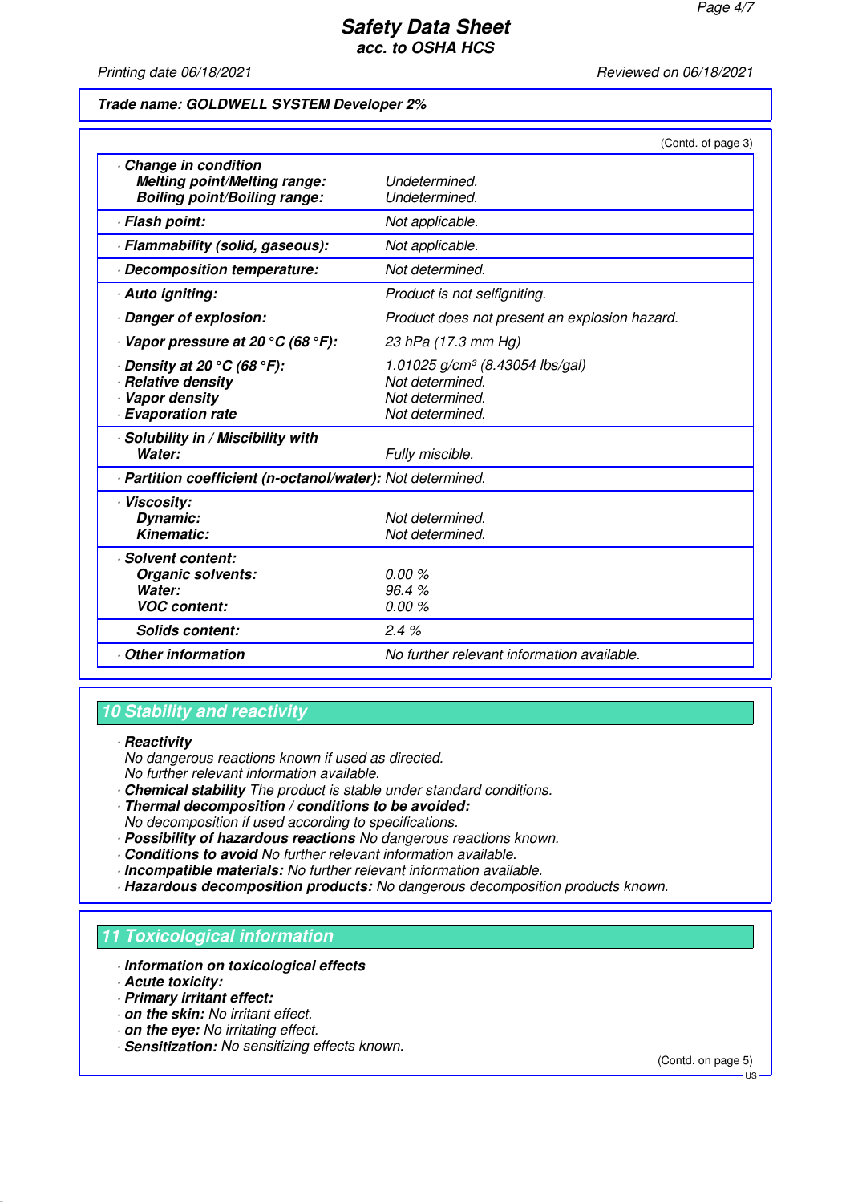**Trade name: GOLDWELL SYSTEM Developer 2%**

(Contd. of page 3)

| | |
|---|---|
| · **Change in condition** | |
| **Melting point/Melting range:** | *Undetermined.* |
| **Boiling point/Boiling range:** | *Undetermined.* |
| · **Flash point:** | *Not applicable.* |
| · **Flammability (solid, gaseous):** | *Not applicable.* |
| · **Decomposition temperature:** | *Not determined.* |
| · **Auto igniting:** | *Product is not selfigniting.* |
| · **Danger of explosion:** | *Product does not present an explosion hazard.* |
| · **Vapor pressure at 20 °C (68 °F):** | *23 hPa (17.3 mm Hg)* |
| · **Density at 20 °C (68 °F):** | *1.01025 g/cm³ (8.43054 lbs/gal)* |
| · **Relative density** | *Not determined.* |
| · **Vapor density** | *Not determined.* |
| · **Evaporation rate** | *Not determined.* |
| · **Solubility in / Miscibility with** | |
| **Water:** | *Fully miscible.* |
| · **Partition coefficient (n-octanol/water):** | *Not determined.* |
| · **Viscosity:** | |
| **Dynamic:** | *Not determined.* |
| **Kinematic:** | *Not determined.* |
| · **Solvent content:** | |
| **Organic solvents:** | *0.00 %* |
| **Water:** | *96.4 %* |
| **VOC content:** | *0.00 %* |
| **Solids content:** | *2.4 %* |
| · **Other information** | *No further relevant information available.* |

## 10 Stability and reactivity

· **Reactivity**
No dangerous reactions known if used as directed.
No further relevant information available.
· **Chemical stability** The product is stable under standard conditions.
· **Thermal decomposition / conditions to be avoided:**
No decomposition if used according to specifications.
· **Possibility of hazardous reactions** No dangerous reactions known.
· **Conditions to avoid** No further relevant information available.
· **Incompatible materials:** No further relevant information available.
· **Hazardous decomposition products:** No dangerous decomposition products known.

## 11 Toxicological information

· **Information on toxicological effects**
· **Acute toxicity:**
· **Primary irritant effect:**
· **on the skin:** No irritant effect.
· **on the eye:** No irritating effect.
· **Sensitization:** No sensitizing effects known.

(Contd. on page 5)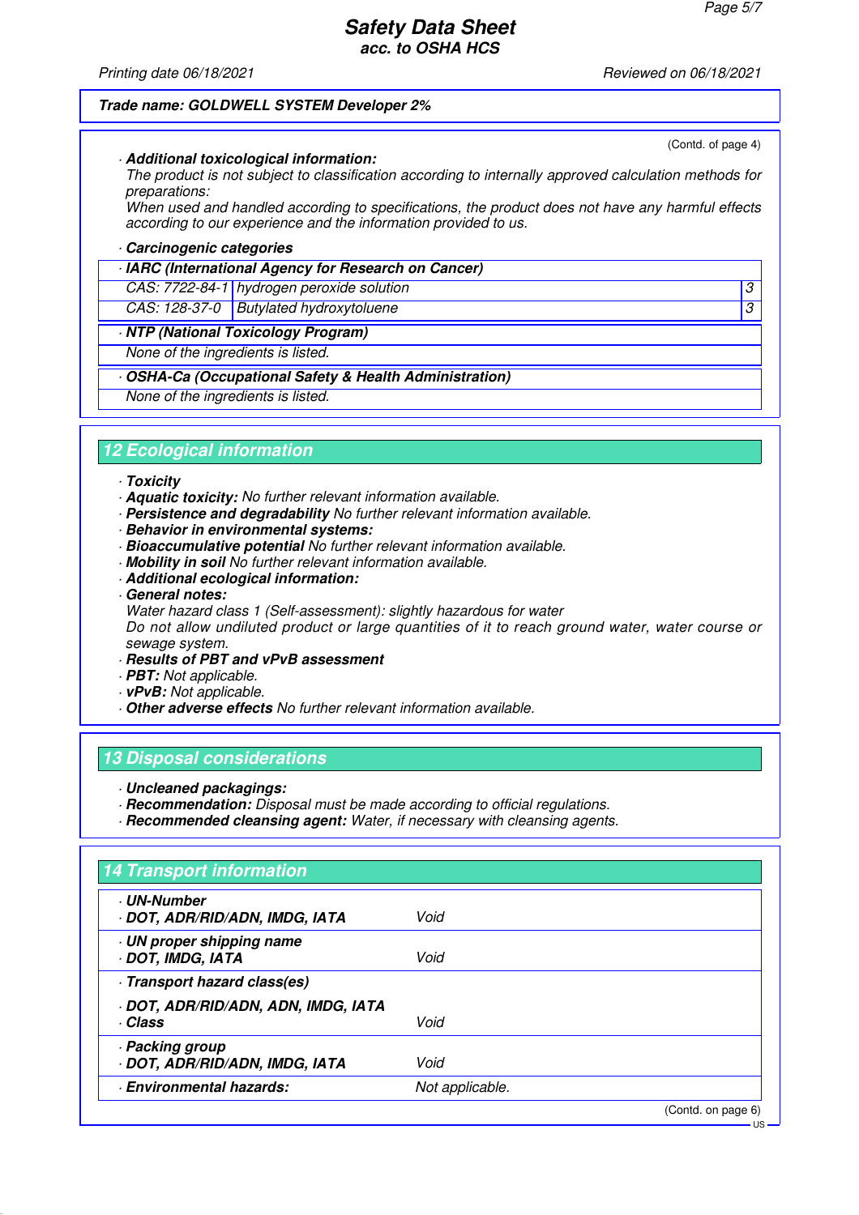**Trade name: GOLDWELL SYSTEM Developer 2%**

(Contd. of page 4)

· **Additional toxicological information:**
The product is not subject to classification according to internally approved calculation methods for preparations:
When used and handled according to specifications, the product does not have any harmful effects according to our experience and the information provided to us.

· **Carcinogenic categories**

| · **IARC (International Agency for Research on Cancer)** | | |
|---|---|---|
| CAS: 7722-84-1 | hydrogen peroxide solution | 3 |
| CAS: 128-37-0 | Butylated hydroxytoluene | 3 |

| · **NTP (National Toxicology Program)** |
|---|
| None of the ingredients is listed. |

| · **OSHA-Ca (Occupational Safety & Health Administration)** |
|---|
| None of the ingredients is listed. |

## 12 Ecological information

· **Toxicity**
· **Aquatic toxicity:** No further relevant information available.
· **Persistence and degradability** No further relevant information available.
· **Behavior in environmental systems:**
· **Bioaccumulative potential** No further relevant information available.
· **Mobility in soil** No further relevant information available.
· **Additional ecological information:**
· **General notes:**
Water hazard class 1 (Self-assessment): slightly hazardous for water
Do not allow undiluted product or large quantities of it to reach ground water, water course or sewage system.
· **Results of PBT and vPvB assessment**
· **PBT:** Not applicable.
· **vPvB:** Not applicable.
· **Other adverse effects** No further relevant information available.

## 13 Disposal considerations

· **Uncleaned packagings:**
· **Recommendation:** Disposal must be made according to official regulations.
· **Recommended cleansing agent:** Water, if necessary with cleansing agents.

## 14 Transport information

| | |
|---|---|
| · **UN-Number**<br>· **DOT, ADR/RID/ADN, IMDG, IATA** | Void |
| · **UN proper shipping name**<br>· **DOT, IMDG, IATA** | Void |
| · **Transport hazard class(es)**<br>· **DOT, ADR/RID/ADN, ADN, IMDG, IATA**<br>· **Class** | Void |
| · **Packing group**<br>· **DOT, ADR/RID/ADN, IMDG, IATA** | Void |
| · **Environmental hazards:** | Not applicable. |

(Contd. on page 6)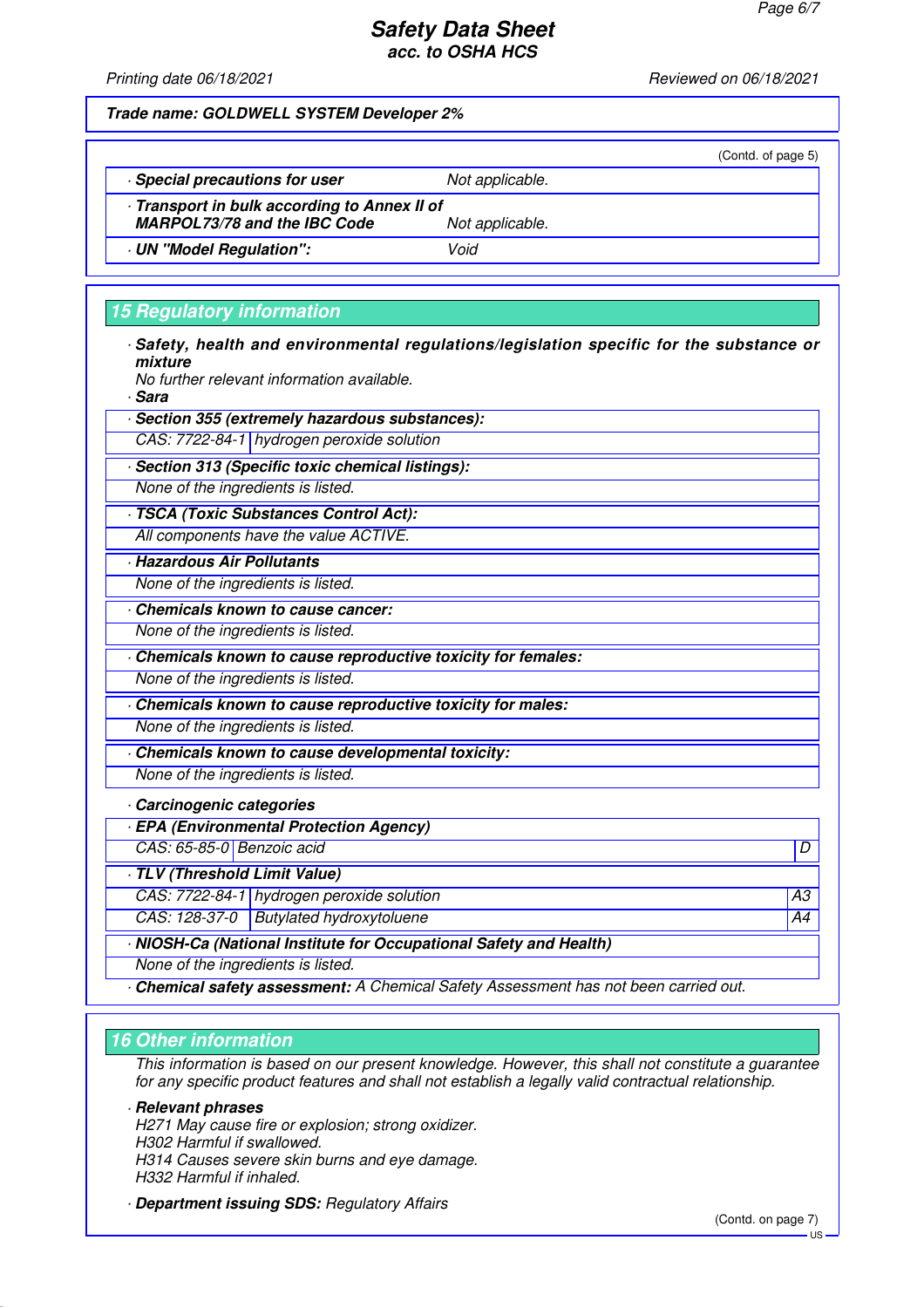**Trade name: GOLDWELL SYSTEM Developer 2%**

(Contd. of page 5)

| | |
|---|---|
| · **Special precautions for user** | Not applicable. |
| · **Transport in bulk according to Annex II of MARPOL73/78 and the IBC Code** | Not applicable. |
| · **UN "Model Regulation":** | Void |

## 15 Regulatory information

· **Safety, health and environmental regulations/legislation specific for the substance or mixture**
No further relevant information available.

· **Sara**

· **Section 355 (extremely hazardous substances):**

| | |
|---|---|
| CAS: 7722-84-1 | hydrogen peroxide solution |

· **Section 313 (Specific toxic chemical listings):**
None of the ingredients is listed.

· **TSCA (Toxic Substances Control Act):**
All components have the value ACTIVE.

· **Hazardous Air Pollutants**
None of the ingredients is listed.

· **Chemicals known to cause cancer:**
None of the ingredients is listed.

· **Chemicals known to cause reproductive toxicity for females:**
None of the ingredients is listed.

· **Chemicals known to cause reproductive toxicity for males:**
None of the ingredients is listed.

· **Chemicals known to cause developmental toxicity:**
None of the ingredients is listed.

· **Carcinogenic categories**

· **EPA (Environmental Protection Agency)**

| | | |
|---|---|---|
| CAS: 65-85-0 | Benzoic acid | D |

· **TLV (Threshold Limit Value)**

| | | |
|---|---|---|
| CAS: 7722-84-1 | hydrogen peroxide solution | A3 |
| CAS: 128-37-0 | Butylated hydroxytoluene | A4 |

· **NIOSH-Ca (National Institute for Occupational Safety and Health)**
None of the ingredients is listed.

· **Chemical safety assessment:** A Chemical Safety Assessment has not been carried out.

## 16 Other information

This information is based on our present knowledge. However, this shall not constitute a guarantee for any specific product features and shall not establish a legally valid contractual relationship.

· **Relevant phrases**
H271 May cause fire or explosion; strong oxidizer.
H302 Harmful if swallowed.
H314 Causes severe skin burns and eye damage.
H332 Harmful if inhaled.

· **Department issuing SDS:** Regulatory Affairs

(Contd. on page 7)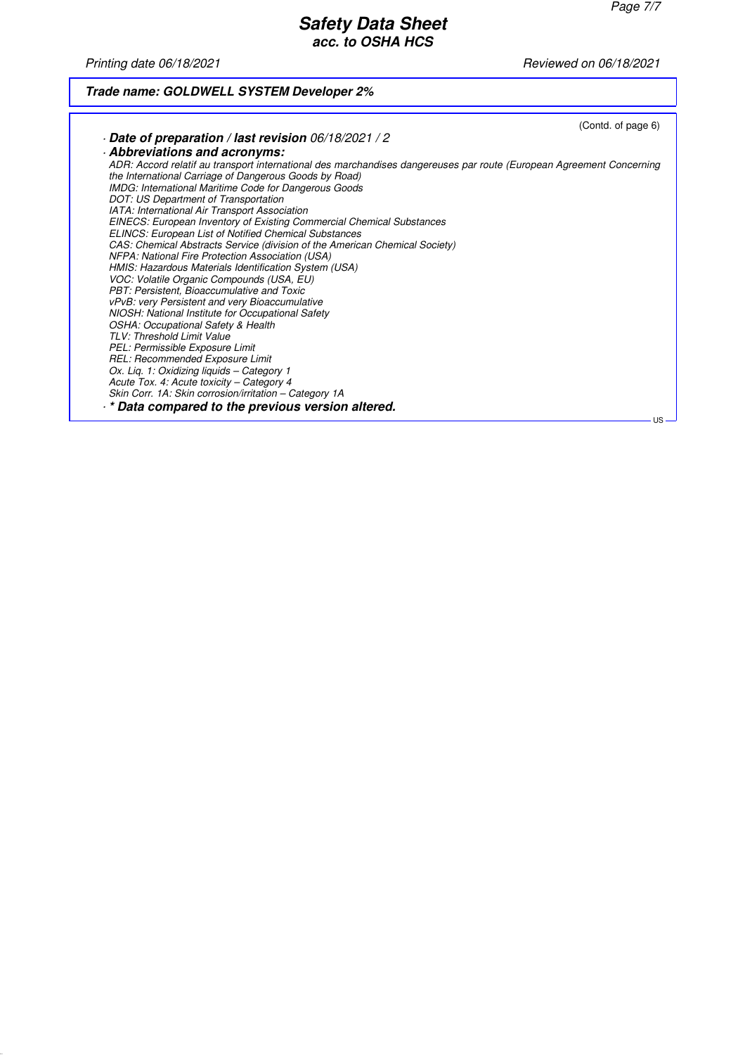**Trade name: GOLDWELL SYSTEM Developer 2%**

(Contd. of page 6)

· **Date of preparation / last revision** 06/18/2021 / 2

· **Abbreviations and acronyms:**

ADR: Accord relatif au transport international des marchandises dangereuses par route (European Agreement Concerning the International Carriage of Dangerous Goods by Road)
IMDG: International Maritime Code for Dangerous Goods
DOT: US Department of Transportation
IATA: International Air Transport Association
EINECS: European Inventory of Existing Commercial Chemical Substances
ELINCS: European List of Notified Chemical Substances
CAS: Chemical Abstracts Service (division of the American Chemical Society)
NFPA: National Fire Protection Association (USA)
HMIS: Hazardous Materials Identification System (USA)
VOC: Volatile Organic Compounds (USA, EU)
PBT: Persistent, Bioaccumulative and Toxic
vPvB: very Persistent and very Bioaccumulative
NIOSH: National Institute for Occupational Safety
OSHA: Occupational Safety & Health
TLV: Threshold Limit Value
PEL: Permissible Exposure Limit
REL: Recommended Exposure Limit
Ox. Liq. 1: Oxidizing liquids – Category 1
Acute Tox. 4: Acute toxicity – Category 4
Skin Corr. 1A: Skin corrosion/irritation – Category 1A

· ***** **Data compared to the previous version altered.**

US